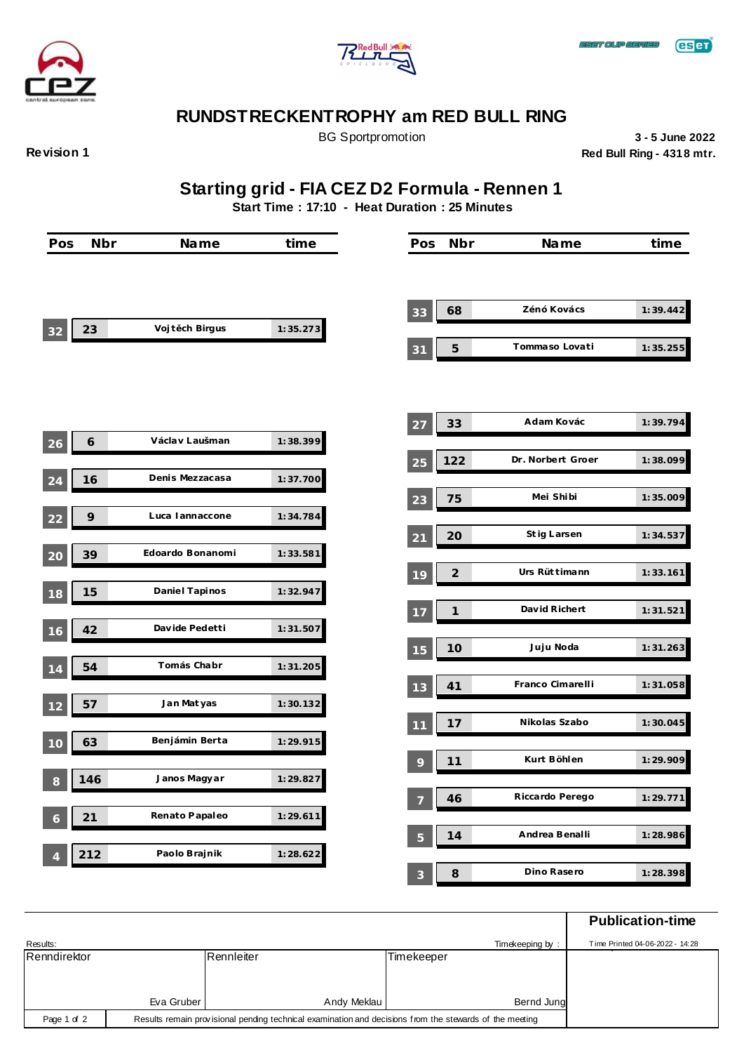# RUNDSTRECKENTROPHY am RED BULL RING

BG Sportpromotion

**3 - 5 June 2022**

**Revision 1**

**Red Bull Ring - 4318 mtr.**

## Starting grid - FIA CEZ D2 Formula - Rennen 1

**Start Time : 17:10 - Heat Duration : 25 Minutes**

| Pos | Nbr | Name | time |
|---|---|---|---|
| 33 | 68 | Zénó Kovács | 1:39.442 |
| 32 | 23 | Vojtěch Birgus | 1:35.273 |
| 31 | 5 | Tommaso Lovati | 1:35.255 |
| 27 | 33 | Adam Kovác | 1:39.794 |
| 26 | 6 | Václav Laušman | 1:38.399 |
| 25 | 122 | Dr. Norbert Groer | 1:38.099 |
| 24 | 16 | Denis Mezzacasa | 1:37.700 |
| 23 | 75 | Mei Shibi | 1:35.009 |
| 22 | 9 | Luca Iannaccone | 1:34.784 |
| 21 | 20 | Stig Larsen | 1:34.537 |
| 20 | 39 | Edoardo Bonanomi | 1:33.581 |
| 19 | 2 | Urs Rüttimann | 1:33.161 |
| 18 | 15 | Daniel Tapinos | 1:32.947 |
| 17 | 1 | David Richert | 1:31.521 |
| 16 | 42 | Davide Pedetti | 1:31.507 |
| 15 | 10 | Juju Noda | 1:31.263 |
| 14 | 54 | Tomás Chabr | 1:31.205 |
| 13 | 41 | Franco Cimarelli | 1:31.058 |
| 12 | 57 | Jan Matyas | 1:30.132 |
| 11 | 17 | Nikolas Szabo | 1:30.045 |
| 10 | 63 | Benjámin Berta | 1:29.915 |
| 9 | 11 | Kurt Böhlen | 1:29.909 |
| 8 | 146 | Janos Magyar | 1:29.827 |
| 7 | 46 | Riccardo Perego | 1:29.771 |
| 6 | 21 | Renato Papaleo | 1:29.611 |
| 5 | 14 | Andrea Benalli | 1:28.986 |
| 4 | 212 | Paolo Brajnik | 1:28.622 |
| 3 | 8 | Dino Rasero | 1:28.398 |

Results:

Timekeeping by :

**Publication-time**

Time Printed 04-06-2022 - 14:28

| Renndirektor | Rennleiter | Timekeeper |
|---|---|---|
| Eva Gruber | Andy Meklau | Bernd Jung |

Results remain provisional pending technical examination and decisions from the stewards of the meeting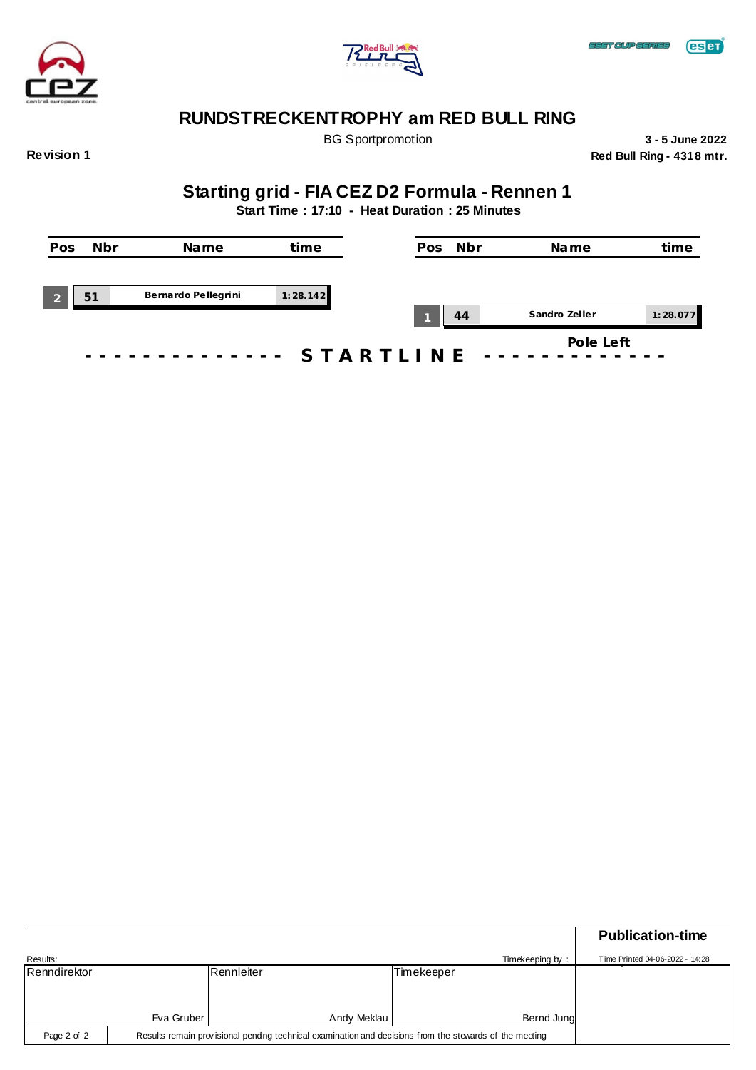# RUNDSTRECKENTROPHY am RED BULL RING

BG Sportpromotion

**3 - 5 June 2022**

**Revision 1**

**Red Bull Ring - 4318 mtr.**

## Starting grid - FIA CEZ D2 Formula - Rennen 1

**Start Time : 17:10 - Heat Duration : 25 Minutes**

| Pos | Nbr | Name | time |
|---|---|---|---|
| 2 | 51 | Bernardo Pellegrini | 1:28.142 |

| Pos | Nbr | Name | time |
|---|---|---|---|
| 1 | 44 | Sandro Zeller | 1:28.077 |

**Pole Left**

**- - - - - - - - - - - - - - S T A R T L I N E - - - - - - - - - - - - - -**

**Publication-time**

Results:

Timekeeping by :

Time Printed 04-06-2022 - 14:28

| Renndirektor | Rennleiter | Timekeeper |
|---|---|---|
| Eva Gruber | Andy Meklau | Bernd Jung |

Results remain provisional pending technical examination and decisions from the stewards of the meeting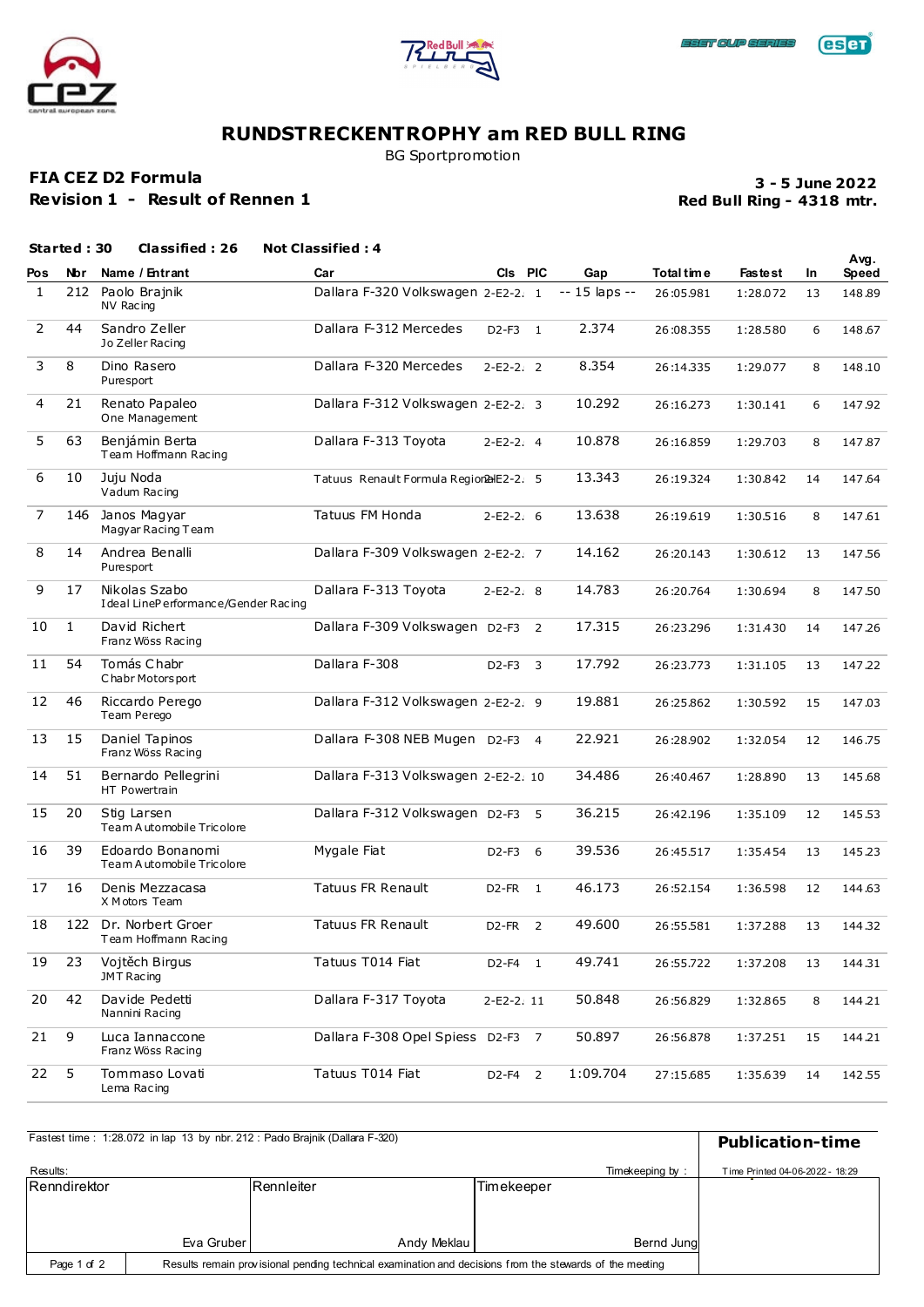# RUNDSTRECKENTROPHY am RED BULL RING

BG Sportpromotion

**FIA CEZ D2 Formula**
**Revision 1 - Result of Rennen 1**

**3 - 5 June 2022**
**Red Bull Ring - 4318 mtr.**

**Started : 30 Classified : 26 Not Classified : 4**

| Pos | Nbr | Name / Entrant | Car | Cls | PIC | Gap | Total time | Fastest | In | Avg. Speed |
|---|---|---|---|---|---|---|---|---|---|---|
| 1 | 212 | Paolo Brajnik<br>NV Racing | Dallara F-320 Volkswagen | 2-E2-2. | 1 | -- 15 laps -- | 26:05.981 | 1:28.072 | 13 | 148.89 |
| 2 | 44 | Sandro Zeller<br>Jo Zeller Racing | Dallara F-312 Mercedes | D2-F3 | 1 | 2.374 | 26:08.355 | 1:28.580 | 6 | 148.67 |
| 3 | 8 | Dino Rasero<br>Puresport | Dallara F-320 Mercedes | 2-E2-2. | 2 | 8.354 | 26:14.335 | 1:29.077 | 8 | 148.10 |
| 4 | 21 | Renato Papaleo<br>One Management | Dallara F-312 Volkswagen | 2-E2-2. | 3 | 10.292 | 26:16.273 | 1:30.141 | 6 | 147.92 |
| 5 | 63 | Benjámin Berta<br>Team Hoffmann Racing | Dallara F-313 Toyota | 2-E2-2. | 4 | 10.878 | 26:16.859 | 1:29.703 | 8 | 147.87 |
| 6 | 10 | Juju Noda<br>Vadum Racing | Tatuus Renault Formula Regional | 2-E2-2. | 5 | 13.343 | 26:19.324 | 1:30.842 | 14 | 147.64 |
| 7 | 146 | Janos Magyar<br>Magyar Racing Team | Tatuus FM Honda | 2-E2-2. | 6 | 13.638 | 26:19.619 | 1:30.516 | 8 | 147.61 |
| 8 | 14 | Andrea Benalli<br>Puresport | Dallara F-309 Volkswagen | 2-E2-2. | 7 | 14.162 | 26:20.143 | 1:30.612 | 13 | 147.56 |
| 9 | 17 | Nikolas Szabo<br>Ideal LinePerformance/Gender Racing | Dallara F-313 Toyota | 2-E2-2. | 8 | 14.783 | 26:20.764 | 1:30.694 | 8 | 147.50 |
| 10 | 1 | David Richert<br>Franz Wöss Racing | Dallara F-309 Volkswagen | D2-F3 | 2 | 17.315 | 26:23.296 | 1:31.430 | 14 | 147.26 |
| 11 | 54 | Tomás Chabr<br>Chabr Motorsport | Dallara F-308 | D2-F3 | 3 | 17.792 | 26:23.773 | 1:31.105 | 13 | 147.22 |
| 12 | 46 | Riccardo Perego<br>Team Perego | Dallara F-312 Volkswagen | 2-E2-2. | 9 | 19.881 | 26:25.862 | 1:30.592 | 15 | 147.03 |
| 13 | 15 | Daniel Tapinos<br>Franz Wöss Racing | Dallara F-308 NEB Mugen | D2-F3 | 4 | 22.921 | 26:28.902 | 1:32.054 | 12 | 146.75 |
| 14 | 51 | Bernardo Pellegrini<br>HT Powertrain | Dallara F-313 Volkswagen | 2-E2-2. | 10 | 34.486 | 26:40.467 | 1:28.890 | 13 | 145.68 |
| 15 | 20 | Stig Larsen<br>Team Automobile Tricolore | Dallara F-312 Volkswagen | D2-F3 | 5 | 36.215 | 26:42.196 | 1:35.109 | 12 | 145.53 |
| 16 | 39 | Edoardo Bonanomi<br>Team Automobile Tricolore | Mygale Fiat | D2-F3 | 6 | 39.536 | 26:45.517 | 1:35.454 | 13 | 145.23 |
| 17 | 16 | Denis Mezzacasa<br>X Motors Team | Tatuus FR Renault | D2-FR | 1 | 46.173 | 26:52.154 | 1:36.598 | 12 | 144.63 |
| 18 | 122 | Dr. Norbert Groer<br>Team Hoffmann Racing | Tatuus FR Renault | D2-FR | 2 | 49.600 | 26:55.581 | 1:37.288 | 13 | 144.32 |
| 19 | 23 | Vojtěch Birgus<br>JMT Racing | Tatuus T014 Fiat | D2-F4 | 1 | 49.741 | 26:55.722 | 1:37.208 | 13 | 144.31 |
| 20 | 42 | Davide Pedetti<br>Nannini Racing | Dallara F-317 Toyota | 2-E2-2. | 11 | 50.848 | 26:56.829 | 1:32.865 | 8 | 144.21 |
| 21 | 9 | Luca Iannaccone<br>Franz Wöss Racing | Dallara F-308 Opel Spiess | D2-F3 | 7 | 50.897 | 26:56.878 | 1:37.251 | 15 | 144.21 |
| 22 | 5 | Tommaso Lovati<br>Lema Racing | Tatuus T014 Fiat | D2-F4 | 2 | 1:09.704 | 27:15.685 | 1:35.639 | 14 | 142.55 |

Fastest time : 1:28.072 in lap 13 by nbr. 212 : Paolo Brajnik (Dallara F-320)

**Publication-time**

Results:

Timekeeping by :

Time Printed 04-06-2022 - 18:29

| Renndirektor | Rennleiter | Timekeeper |
|---|---|---|
| Eva Gruber | Andy Meklau | Bernd Jung |

Results remain provisional pending technical examination and decisions from the stewards of the meeting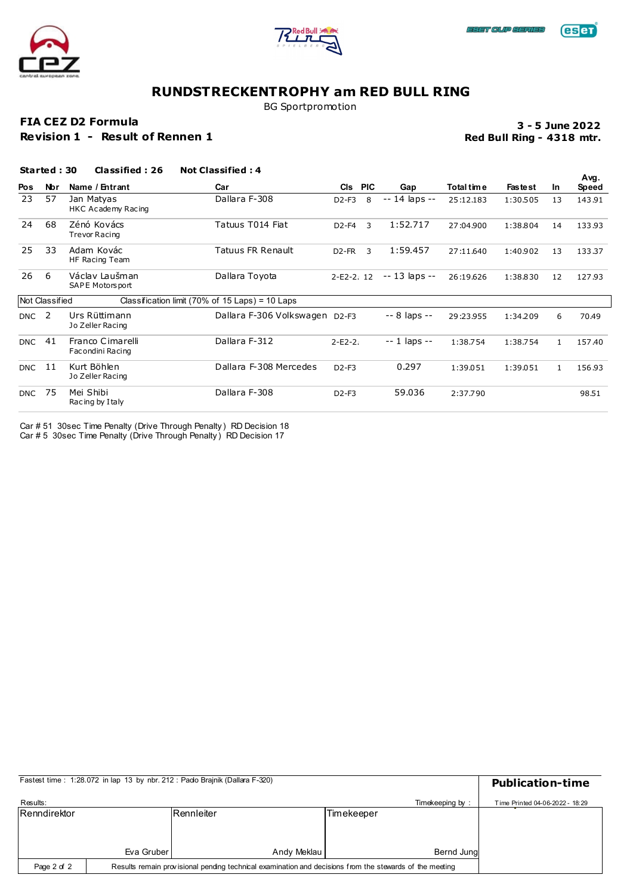# RUNDSTRECKENTROPHY am RED BULL RING

BG Sportpromotion

**FIA CEZ D2 Formula**

**Revision 1 - Result of Rennen 1**

**3 - 5 June 2022**

**Red Bull Ring - 4318 mtr.**

**Started : 30** **Classified : 26** **Not Classified : 4**

| Pos | Nbr | Name / Entrant | Car | Cls | PIC | Gap | Total time | Fastest | In | Avg. Speed |
|---|---|---|---|---|---|---|---|---|---|---|
| 23 | 57 | Jan Matyas<br>HKC Academy Racing | Dallara F-308 | D2-F3 | 8 | -- 14 laps -- | 25:12.183 | 1:30.505 | 13 | 143.91 |
| 24 | 68 | Zénó Kovács<br>Trevor Racing | Tatuus T014 Fiat | D2-F4 | 3 | 1:52.717 | 27:04.900 | 1:38.804 | 14 | 133.93 |
| 25 | 33 | Adam Kovác<br>HF Racing Team | Tatuus FR Renault | D2-FR | 3 | 1:59.457 | 27:11.640 | 1:40.902 | 13 | 133.37 |
| 26 | 6 | Václav Laušman<br>SAPE Motorsport | Dallara Toyota | 2-E2-2. | 12 | -- 13 laps -- | 26:19.626 | 1:38.830 | 12 | 127.93 |
| Not Classified | | Classification limit (70% of 15 Laps) = 10 Laps | | | | | | | | |
| DNC | 2 | Urs Rüttimann<br>Jo Zeller Racing | Dallara F-306 Volkswagen | D2-F3 | | -- 8 laps -- | 29:23.955 | 1:34.209 | 6 | 70.49 |
| DNC | 41 | Franco Cimarelli<br>Facondini Racing | Dallara F-312 | 2-E2-2. | | -- 1 laps -- | 1:38.754 | 1:38.754 | 1 | 157.40 |
| DNC | 11 | Kurt Böhlen<br>Jo Zeller Racing | Dallara F-308 Mercedes | D2-F3 | | 0.297 | 1:39.051 | 1:39.051 | 1 | 156.93 |
| DNC | 75 | Mei Shibi<br>Racing by Italy | Dallara F-308 | D2-F3 | | 59.036 | 2:37.790 | | | 98.51 |

Car # 51 30sec Time Penalty (Drive Through Penalty ) RD Decision 18

Car # 5 30sec Time Penalty (Drive Through Penalty ) RD Decision 17

Fastest time : 1:28.072 in lap 13 by nbr. 212 : Paolo Brajnik (Dallara F-320)

**Publication-time**

Time Printed 04-06-2022 - 18:29

Results: Timekeeping by :

| Renndirektor | Rennleiter | Timekeeper |
|---|---|---|
| Eva Gruber | Andy Meklau | Bernd Jung |

Results remain provisional pending technical examination and decisions from the stewards of the meeting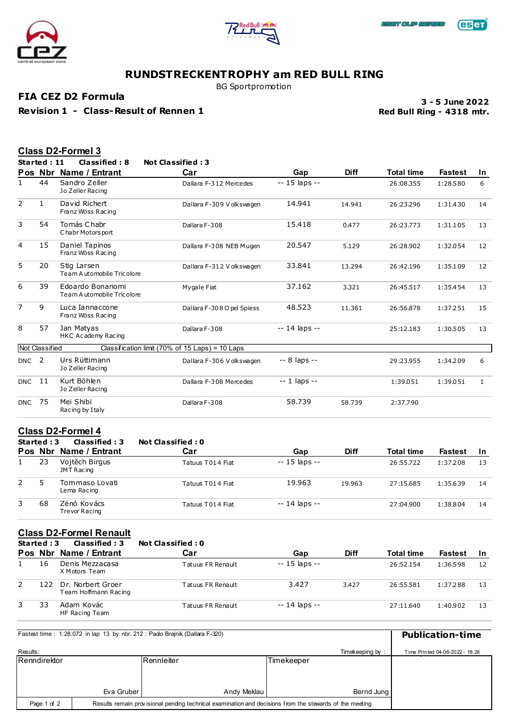# RUNDSTRECKENTROPHY am RED BULL RING

BG Sportpromotion

**FIA CEZ D2 Formula**

**Revision 1 - Class-Result of Rennen 1**

**3 - 5 June 2022**
**Red Bull Ring - 4318 mtr.**

## Class D2-Formel 3

**Started : 11 Classified : 8 Not Classified : 3**

| Pos | Nbr | Name / Entrant | Car | Gap | Diff | Total time | Fastest | In |
|---|---|---|---|---|---|---|---|---|
| 1 | 44 | Sandro Zeller<br>Jo Zeller Racing | Dallara F-312 Mercedes | -- 15 laps -- | | 26:08.355 | 1:28.580 | 6 |
| 2 | 1 | David Richert<br>Franz Wöss Racing | Dallara F-309 Volkswagen | 14.941 | 14.941 | 26:23.296 | 1:31.430 | 14 |
| 3 | 54 | Tomás Chabr<br>Chabr Motorsport | Dallara F-308 | 15.418 | 0.477 | 26:23.773 | 1:31.105 | 13 |
| 4 | 15 | Daniel Tapinos<br>Franz Wöss Racing | Dallara F-308 NEB Mugen | 20.547 | 5.129 | 26:28.902 | 1:32.054 | 12 |
| 5 | 20 | Stig Larsen<br>Team Automobile Tricolore | Dallara F-312 Volkswagen | 33.841 | 13.294 | 26:42.196 | 1:35.109 | 12 |
| 6 | 39 | Edoardo Bonanomi<br>Team Automobile Tricolore | Mygale Fiat | 37.162 | 3.321 | 26:45.517 | 1:35.454 | 13 |
| 7 | 9 | Luca Iannaccone<br>Franz Wöss Racing | Dallara F-308 Opel Spiess | 48.523 | 11.361 | 26:56.878 | 1:37.251 | 15 |
| 8 | 57 | Jan Matyas<br>HKC Academy Racing | Dallara F-308 | -- 14 laps -- | | 25:12.183 | 1:30.505 | 13 |
| Not Classified | | Classification limit (70% of 15 Laps) = 10 Laps | | | | | | |
| DNC | 2 | Urs Rüttimann<br>Jo Zeller Racing | Dallara F-306 Volkswagen | -- 8 laps -- | | 29:23.955 | 1:34.209 | 6 |
| DNC | 11 | Kurt Böhlen<br>Jo Zeller Racing | Dallara F-308 Mercedes | -- 1 laps -- | | 1:39.051 | 1:39.051 | 1 |
| DNC | 75 | Mei Shibi<br>Racing by Italy | Dallara F-308 | 58.739 | 58.739 | 2:37.790 | | |

## Class D2-Formel 4

**Started : 3 Classified : 3 Not Classified : 0**

| Pos | Nbr | Name / Entrant | Car | Gap | Diff | Total time | Fastest | In |
|---|---|---|---|---|---|---|---|---|
| 1 | 23 | Vojtěch Birgus<br>JMT Racing | Tatuus T014 Fiat | -- 15 laps -- | | 26:55.722 | 1:37.208 | 13 |
| 2 | 5 | Tommaso Lovati<br>Lema Racing | Tatuus T014 Fiat | 19.963 | 19.963 | 27:15.685 | 1:35.639 | 14 |
| 3 | 68 | Zénó Kovács<br>Trevor Racing | Tatuus T014 Fiat | -- 14 laps -- | | 27:04.900 | 1:38.804 | 14 |

## Class D2-Formel Renault

**Started : 3 Classified : 3 Not Classified : 0**

| Pos | Nbr | Name / Entrant | Car | Gap | Diff | Total time | Fastest | In |
|---|---|---|---|---|---|---|---|---|
| 1 | 16 | Denis Mezzacasa<br>X Motors Team | Tatuus FR Renault | -- 15 laps -- | | 26:52.154 | 1:36.598 | 12 |
| 2 | 122 | Dr. Norbert Groer<br>Team Hoffmann Racing | Tatuus FR Renault | 3.427 | 3.427 | 26:55.581 | 1:37.288 | 13 |
| 3 | 33 | Adam Kovác<br>HF Racing Team | Tatuus FR Renault | -- 14 laps -- | | 27:11.640 | 1:40.902 | 13 |

Fastest time : 1:28.072 in lap 13 by nbr. 212 : Paolo Brajnik (Dallara F-320)

**Publication-time**

Results: Timekeeping by :

Time Printed 04-06-2022 - 18:28

| Renndirektor | Rennleiter | Timekeeper |
|---|---|---|
| Eva Gruber | Andy Meklau | Bernd Jung |

Results remain provisional pending technical examination and decisions from the stewards of the meeting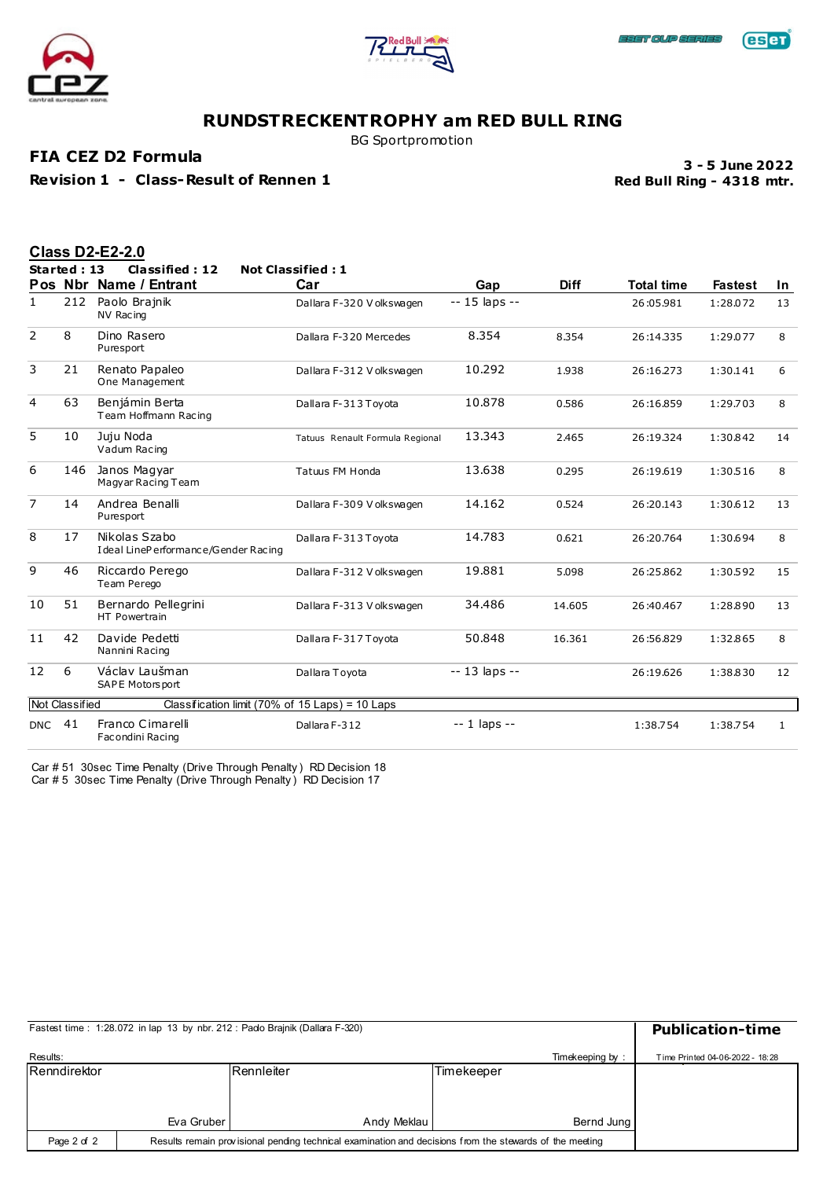# RUNDSTRECKENTROPHY am RED BULL RING

BG Sportpromotion

**FIA CEZ D2 Formula**

**Revision 1 - Class-Result of Rennen 1**

**3 - 5 June 2022**
**Red Bull Ring - 4318 mtr.**

## Class D2-E2-2.0

**Started : 13 Classified : 12 Not Classified : 1**

| Pos | Nbr | Name / Entrant | Car | Gap | Diff | Total time | Fastest | In |
|---|---|---|---|---|---|---|---|---|
| 1 | 212 | Paolo Brajnik<br>NV Racing | Dallara F-320 Volkswagen | -- 15 laps -- | | 26:05.981 | 1:28.072 | 13 |
| 2 | 8 | Dino Rasero<br>Puresport | Dallara F-320 Mercedes | 8.354 | 8.354 | 26:14.335 | 1:29.077 | 8 |
| 3 | 21 | Renato Papaleo<br>One Management | Dallara F-312 Volkswagen | 10.292 | 1.938 | 26:16.273 | 1:30.141 | 6 |
| 4 | 63 | Benjámin Berta<br>Team Hoffmann Racing | Dallara F-313 Toyota | 10.878 | 0.586 | 26:16.859 | 1:29.703 | 8 |
| 5 | 10 | Juju Noda<br>Vadum Racing | Tatuus Renault Formula Regional | 13.343 | 2.465 | 26:19.324 | 1:30.842 | 14 |
| 6 | 146 | Janos Magyar<br>Magyar Racing Team | Tatuus FM Honda | 13.638 | 0.295 | 26:19.619 | 1:30.516 | 8 |
| 7 | 14 | Andrea Benalli<br>Puresport | Dallara F-309 Volkswagen | 14.162 | 0.524 | 26:20.143 | 1:30.612 | 13 |
| 8 | 17 | Nikolas Szabo<br>Ideal LinePerformance/Gender Racing | Dallara F-313 Toyota | 14.783 | 0.621 | 26:20.764 | 1:30.694 | 8 |
| 9 | 46 | Riccardo Perego<br>Team Perego | Dallara F-312 Volkswagen | 19.881 | 5.098 | 26:25.862 | 1:30.592 | 15 |
| 10 | 51 | Bernardo Pellegrini<br>HT Powertrain | Dallara F-313 Volkswagen | 34.486 | 14.605 | 26:40.467 | 1:28.890 | 13 |
| 11 | 42 | Davide Pedetti<br>Nannini Racing | Dallara F-317 Toyota | 50.848 | 16.361 | 26:56.829 | 1:32.865 | 8 |
| 12 | 6 | Václav Laušman<br>SAPE Motorsport | Dallara Toyota | -- 13 laps -- | | 26:19.626 | 1:38.830 | 12 |
| **Not Classified** | | Classification limit (70% of 15 Laps) = 10 Laps | | | | | | |
| DNC | 41 | Franco Cimarelli<br>Facondini Racing | Dallara F-312 | -- 1 laps -- | | 1:38.754 | 1:38.754 | 1 |

Car # 51 30sec Time Penalty (Drive Through Penalty) RD Decision 18
Car # 5 30sec Time Penalty (Drive Through Penalty) RD Decision 17

Fastest time : 1:28.072 in lap 13 by nbr. 212 : Paolo Brajnik (Dallara F-320)

**Publication-time**

Results: Timekeeping by : Time Printed 04-06-2022 - 18:28

| Renndirektor | Rennleiter | Timekeeper |
|---|---|---|
| Eva Gruber | Andy Meklau | Bernd Jung |

Results remain provisional pending technical examination and decisions from the stewards of the meeting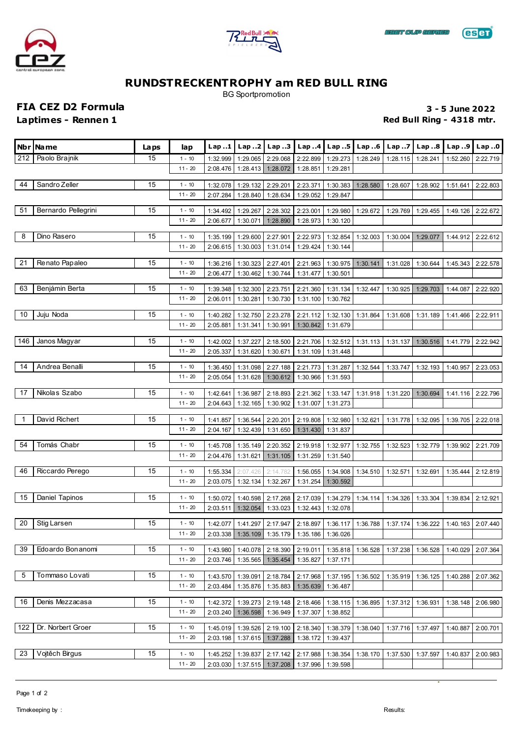# RUNDSTRECKENTROPHY am RED BULL RING

BG Sportpromotion

## FIA CEZ D2 Formula

**Laptimes - Rennen 1**

**3 - 5 June 2022**

**Red Bull Ring - 4318 mtr.**

| Nbr | Name | Laps | lap | Lap ..1 | Lap ..2 | Lap ..3 | Lap ..4 | Lap ..5 | Lap ..6 | Lap ..7 | Lap ..8 | Lap ..9 | Lap ..0 |
|---|---|---|---|---|---|---|---|---|---|---|---|---|---|
| 212 | Paolo Brajnik | 15 | 1 - 10 | 1:32.999 | 1:29.065 | 2:29.068 | 2:22.899 | 1:29.273 | 1:28.249 | 1:28.115 | 1:28.241 | 1:52.260 | 2:22.719 |
| | | | 11 - 20 | 2:08.476 | 1:28.413 | 1:28.072 | 1:28.851 | 1:29.281 | | | | | |
| 44 | Sandro Zeller | 15 | 1 - 10 | 1:32.078 | 1:29.132 | 2:29.201 | 2:23.371 | 1:30.383 | 1:28.580 | 1:28.607 | 1:28.902 | 1:51.641 | 2:22.803 |
| | | | 11 - 20 | 2:07.284 | 1:28.840 | 1:28.634 | 1:29.052 | 1:29.847 | | | | | |
| 51 | Bernardo Pellegrini | 15 | 1 - 10 | 1:34.492 | 1:29.267 | 2:28.302 | 2:23.001 | 1:29.980 | 1:29.672 | 1:29.769 | 1:29.455 | 1:49.126 | 2:22.672 |
| | | | 11 - 20 | 2:06.677 | 1:30.071 | 1:28.890 | 1:28.973 | 1:30.120 | | | | | |
| 8 | Dino Rasero | 15 | 1 - 10 | 1:35.199 | 1:29.600 | 2:27.901 | 2:22.973 | 1:32.854 | 1:32.003 | 1:30.004 | 1:29.077 | 1:44.912 | 2:22.612 |
| | | | 11 - 20 | 2:06.615 | 1:30.003 | 1:31.014 | 1:29.424 | 1:30.144 | | | | | |
| 21 | Renato Papaleo | 15 | 1 - 10 | 1:36.216 | 1:30.323 | 2:27.401 | 2:21.963 | 1:30.975 | 1:30.141 | 1:31.028 | 1:30.644 | 1:45.343 | 2:22.578 |
| | | | 11 - 20 | 2:06.477 | 1:30.462 | 1:30.744 | 1:31.477 | 1:30.501 | | | | | |
| 63 | Benjámin Berta | 15 | 1 - 10 | 1:39.348 | 1:32.300 | 2:23.751 | 2:21.360 | 1:31.134 | 1:32.447 | 1:30.925 | 1:29.703 | 1:44.087 | 2:22.920 |
| | | | 11 - 20 | 2:06.011 | 1:30.281 | 1:30.730 | 1:31.100 | 1:30.762 | | | | | |
| 10 | Juju Noda | 15 | 1 - 10 | 1:40.282 | 1:32.750 | 2:23.278 | 2:21.112 | 1:32.130 | 1:31.864 | 1:31.608 | 1:31.189 | 1:41.466 | 2:22.911 |
| | | | 11 - 20 | 2:05.881 | 1:31.341 | 1:30.991 | 1:30.842 | 1:31.679 | | | | | |
| 146 | Janos Magyar | 15 | 1 - 10 | 1:42.002 | 1:37.227 | 2:18.500 | 2:21.706 | 1:32.512 | 1:31.113 | 1:31.137 | 1:30.516 | 1:41.779 | 2:22.942 |
| | | | 11 - 20 | 2:05.337 | 1:31.620 | 1:30.671 | 1:31.109 | 1:31.448 | | | | | |
| 14 | Andrea Benalli | 15 | 1 - 10 | 1:36.450 | 1:31.098 | 2:27.188 | 2:21.773 | 1:31.287 | 1:32.544 | 1:33.747 | 1:32.193 | 1:40.957 | 2:23.053 |
| | | | 11 - 20 | 2:05.054 | 1:31.628 | 1:30.612 | 1:30.966 | 1:31.593 | | | | | |
| 17 | Nikolas Szabo | 15 | 1 - 10 | 1:42.641 | 1:36.987 | 2:18.893 | 2:21.362 | 1:33.147 | 1:31.918 | 1:31.220 | 1:30.694 | 1:41.116 | 2:22.796 |
| | | | 11 - 20 | 2:04.643 | 1:32.165 | 1:30.902 | 1:31.007 | 1:31.273 | | | | | |
| 1 | David Richert | 15 | 1 - 10 | 1:41.857 | 1:36.544 | 2:20.201 | 2:19.808 | 1:32.980 | 1:32.621 | 1:31.778 | 1:32.095 | 1:39.705 | 2:22.018 |
| | | | 11 - 20 | 2:04.167 | 1:32.439 | 1:31.650 | 1:31.430 | 1:31.837 | | | | | |
| 54 | Tomás Chabr | 15 | 1 - 10 | 1:45.708 | 1:35.149 | 2:20.352 | 2:19.918 | 1:32.977 | 1:32.755 | 1:32.523 | 1:32.779 | 1:39.902 | 2:21.709 |
| | | | 11 - 20 | 2:04.476 | 1:31.621 | 1:31.105 | 1:31.259 | 1:31.540 | | | | | |
| 46 | Riccardo Perego | 15 | 1 - 10 | 1:55.334 | 2:07.426 | 2:14.782 | 1:56.055 | 1:34.908 | 1:34.510 | 1:32.571 | 1:32.691 | 1:35.444 | 2:12.819 |
| | | | 11 - 20 | 2:03.075 | 1:32.134 | 1:32.267 | 1:31.254 | 1:30.592 | | | | | |
| 15 | Daniel Tapinos | 15 | 1 - 10 | 1:50.072 | 1:40.598 | 2:17.268 | 2:17.039 | 1:34.279 | 1:34.114 | 1:34.326 | 1:33.304 | 1:39.834 | 2:12.921 |
| | | | 11 - 20 | 2:03.511 | 1:32.054 | 1:33.023 | 1:32.443 | 1:32.078 | | | | | |
| 20 | Stig Larsen | 15 | 1 - 10 | 1:42.077 | 1:41.297 | 2:17.947 | 2:18.897 | 1:36.117 | 1:36.788 | 1:37.174 | 1:36.222 | 1:40.163 | 2:07.440 |
| | | | 11 - 20 | 2:03.338 | 1:35.109 | 1:35.179 | 1:35.186 | 1:36.026 | | | | | |
| 39 | Edoardo Bonanomi | 15 | 1 - 10 | 1:43.980 | 1:40.078 | 2:18.390 | 2:19.011 | 1:35.818 | 1:36.528 | 1:37.238 | 1:36.528 | 1:40.029 | 2:07.364 |
| | | | 11 - 20 | 2:03.746 | 1:35.565 | 1:35.454 | 1:35.827 | 1:37.171 | | | | | |
| 5 | Tommaso Lovati | 15 | 1 - 10 | 1:43.570 | 1:39.091 | 2:18.784 | 2:17.968 | 1:37.195 | 1:36.502 | 1:35.919 | 1:36.125 | 1:40.288 | 2:07.362 |
| | | | 11 - 20 | 2:03.484 | 1:35.876 | 1:35.883 | 1:35.639 | 1:36.487 | | | | | |
| 16 | Denis Mezzacasa | 15 | 1 - 10 | 1:42.372 | 1:39.273 | 2:19.148 | 2:18.466 | 1:38.115 | 1:36.895 | 1:37.312 | 1:36.931 | 1:38.148 | 2:06.980 |
| | | | 11 - 20 | 2:03.240 | 1:36.598 | 1:36.949 | 1:37.307 | 1:38.852 | | | | | |
| 122 | Dr. Norbert Groer | 15 | 1 - 10 | 1:45.019 | 1:39.526 | 2:19.100 | 2:18.340 | 1:38.379 | 1:38.040 | 1:37.716 | 1:37.497 | 1:40.887 | 2:00.701 |
| | | | 11 - 20 | 2:03.198 | 1:37.615 | 1:37.288 | 1:38.172 | 1:39.437 | | | | | |
| 23 | Vojtěch Birgus | 15 | 1 - 10 | 1:45.252 | 1:39.837 | 2:17.142 | 2:17.988 | 1:38.354 | 1:38.170 | 1:37.530 | 1:37.597 | 1:40.837 | 2:00.983 |
| | | | 11 - 20 | 2:03.030 | 1:37.515 | 1:37.208 | 1:37.996 | 1:39.598 | | | | | |

Timekeeping by :

Results: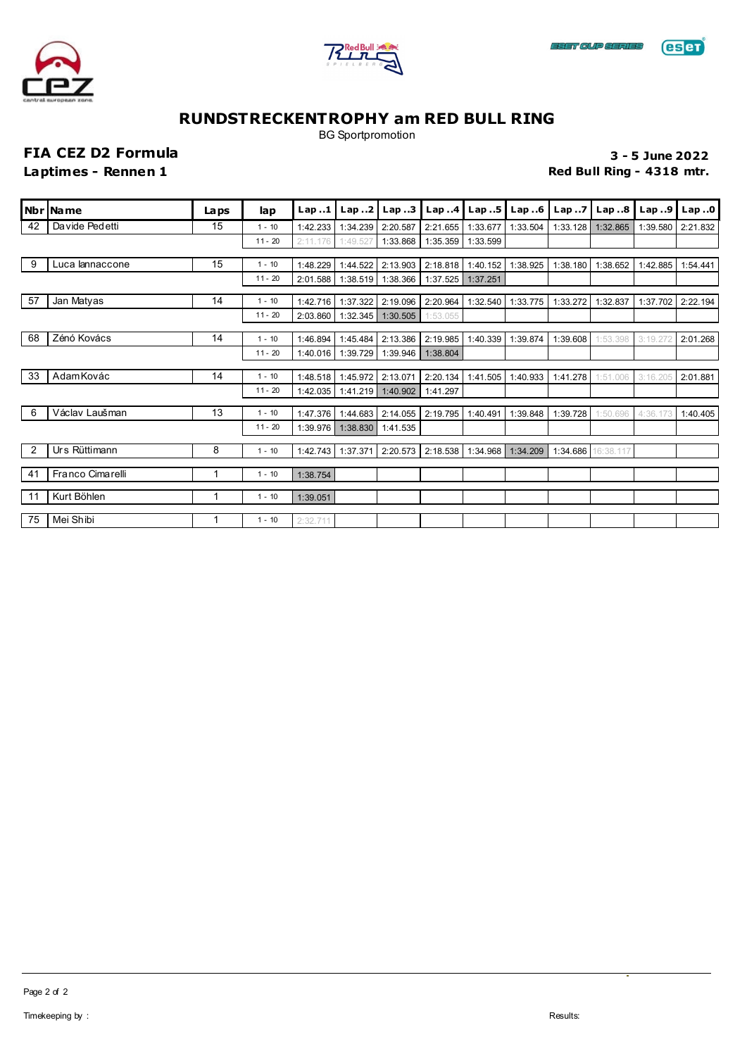# RUNDSTRECKENTROPHY am RED BULL RING

BG Sportpromotion

## FIA CEZ D2 Formula

**Laptimes - Rennen 1**

**3 - 5 June 2022**

**Red Bull Ring - 4318 mtr.**

| Nbr | Name | Laps | lap | Lap ..1 | Lap ..2 | Lap ..3 | Lap ..4 | Lap ..5 | Lap ..6 | Lap ..7 | Lap ..8 | Lap ..9 | Lap ..0 |
|---|---|---|---|---|---|---|---|---|---|---|---|---|---|
| 42 | Davide Pedetti | 15 | 1 - 10 | 1:42.233 | 1:34.239 | 2:20.587 | 2:21.655 | 1:33.677 | 1:33.504 | 1:33.128 | 1:32.865 | 1:39.580 | 2:21.832 |
| | | | 11 - 20 | 2:11.176 | 1:49.527 | 1:33.868 | 1:35.359 | 1:33.599 | | | | | |
| 9 | Luca Iannaccone | 15 | 1 - 10 | 1:48.229 | 1:44.522 | 2:13.903 | 2:18.818 | 1:40.152 | 1:38.925 | 1:38.180 | 1:38.652 | 1:42.885 | 1:54.441 |
| | | | 11 - 20 | 2:01.588 | 1:38.519 | 1:38.366 | 1:37.525 | 1:37.251 | | | | | |
| 57 | Jan Matyas | 14 | 1 - 10 | 1:42.716 | 1:37.322 | 2:19.096 | 2:20.964 | 1:32.540 | 1:33.775 | 1:33.272 | 1:32.837 | 1:37.702 | 2:22.194 |
| | | | 11 - 20 | 2:03.860 | 1:32.345 | 1:30.505 | 1:53.055 | | | | | | |
| 68 | Zénó Kovács | 14 | 1 - 10 | 1:46.894 | 1:45.484 | 2:13.386 | 2:19.985 | 1:40.339 | 1:39.874 | 1:39.608 | 1:53.398 | 3:19.272 | 2:01.268 |
| | | | 11 - 20 | 1:40.016 | 1:39.729 | 1:39.946 | 1:38.804 | | | | | | |
| 33 | Adam Kovác | 14 | 1 - 10 | 1:48.518 | 1:45.972 | 2:13.071 | 2:20.134 | 1:41.505 | 1:40.933 | 1:41.278 | 1:51.006 | 3:16.205 | 2:01.881 |
| | | | 11 - 20 | 1:42.035 | 1:41.219 | 1:40.902 | 1:41.297 | | | | | | |
| 6 | Václav Laušman | 13 | 1 - 10 | 1:47.376 | 1:44.683 | 2:14.055 | 2:19.795 | 1:40.491 | 1:39.848 | 1:39.728 | 1:50.696 | 4:36.173 | 1:40.405 |
| | | | 11 - 20 | 1:39.976 | 1:38.830 | 1:41.535 | | | | | | | |
| 2 | Urs Rüttimann | 8 | 1 - 10 | 1:42.743 | 1:37.371 | 2:20.573 | 2:18.538 | 1:34.968 | 1:34.209 | 1:34.686 | 16:38.117 | | |
| 41 | Franco Cimarelli | 1 | 1 - 10 | 1:38.754 | | | | | | | | | |
| 11 | Kurt Böhlen | 1 | 1 - 10 | 1:39.051 | | | | | | | | | |
| 75 | Mei Shibi | 1 | 1 - 10 | 2:32.711 | | | | | | | | | |

Timekeeping by :

Results: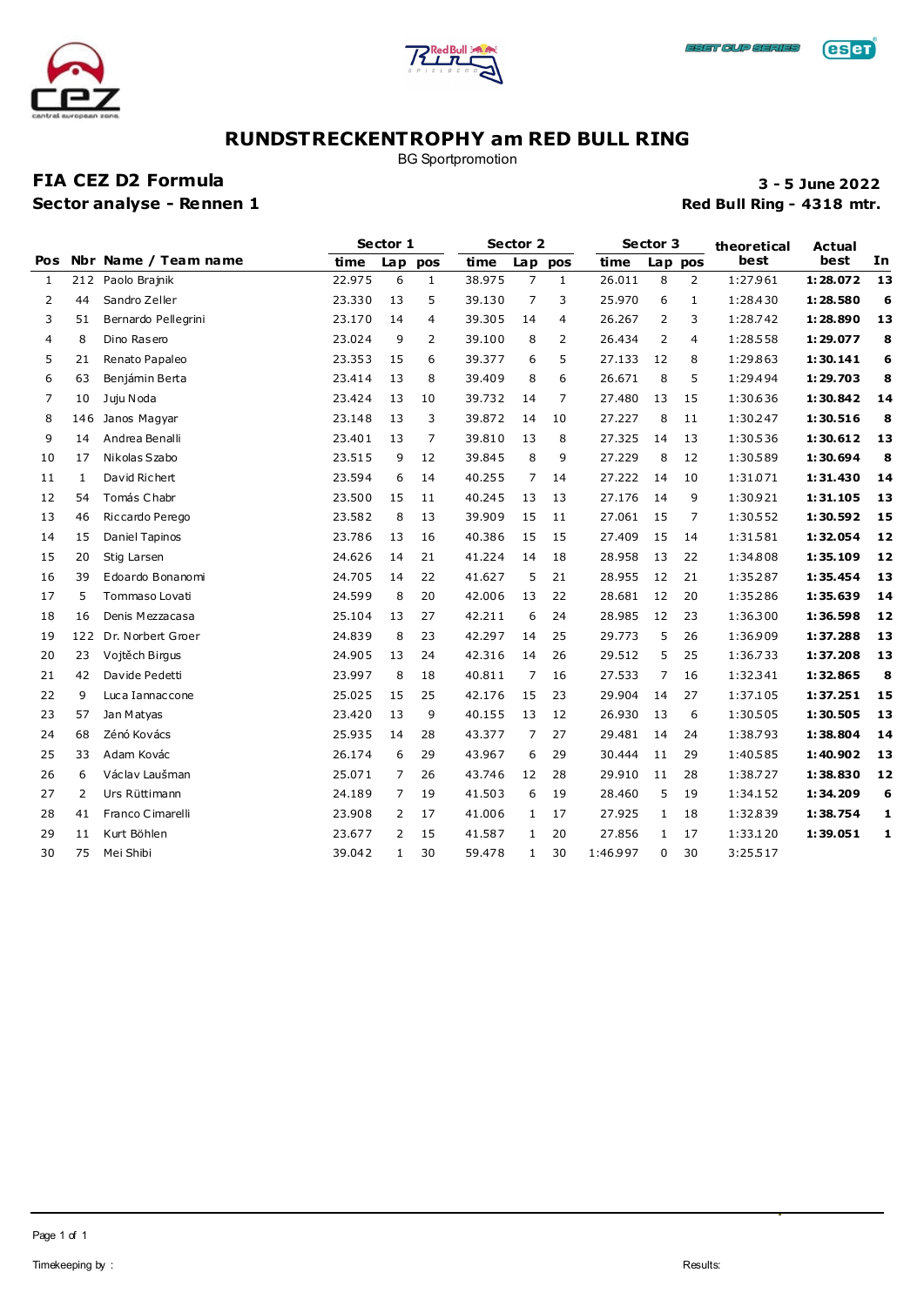# RUNDSTRECKENTROPHY am RED BULL RING

BG Sportpromotion

## FIA CEZ D2 Formula

**Sector analyse - Rennen 1**

**3 - 5 June 2022**

**Red Bull Ring - 4318 mtr.**

| Pos | Nbr | Name / Team name | Sector 1 | | | Sector 2 | | | Sector 3 | | | theoretical | Actual | In |
|---|---|---|---|---|---|---|---|---|---|---|---|---|---|---|
| | | | time | Lap | pos | time | Lap | pos | time | Lap | pos | best | best | |
| 1 | 212 | Paolo Brajnik | 22.975 | 6 | 1 | 38.975 | 7 | 1 | 26.011 | 8 | 2 | 1:27.961 | **1:28.072** | **13** |
| 2 | 44 | Sandro Zeller | 23.330 | 13 | 5 | 39.130 | 7 | 3 | 25.970 | 6 | 1 | 1:28.430 | **1:28.580** | **6** |
| 3 | 51 | Bernardo Pellegrini | 23.170 | 14 | 4 | 39.305 | 14 | 4 | 26.267 | 2 | 3 | 1:28.742 | **1:28.890** | **13** |
| 4 | 8 | Dino Rasero | 23.024 | 9 | 2 | 39.100 | 8 | 2 | 26.434 | 2 | 4 | 1:28.558 | **1:29.077** | **8** |
| 5 | 21 | Renato Papaleo | 23.353 | 15 | 6 | 39.377 | 6 | 5 | 27.133 | 12 | 8 | 1:29.863 | **1:30.141** | **6** |
| 6 | 63 | Benjámin Berta | 23.414 | 13 | 8 | 39.409 | 8 | 6 | 26.671 | 8 | 5 | 1:29.494 | **1:29.703** | **8** |
| 7 | 10 | Juju Noda | 23.424 | 13 | 10 | 39.732 | 14 | 7 | 27.480 | 13 | 15 | 1:30.636 | **1:30.842** | **14** |
| 8 | 146 | Janos Magyar | 23.148 | 13 | 3 | 39.872 | 14 | 10 | 27.227 | 8 | 11 | 1:30.247 | **1:30.516** | **8** |
| 9 | 14 | Andrea Benalli | 23.401 | 13 | 7 | 39.810 | 13 | 8 | 27.325 | 14 | 13 | 1:30.536 | **1:30.612** | **13** |
| 10 | 17 | Nikolas Szabo | 23.515 | 9 | 12 | 39.845 | 8 | 9 | 27.229 | 8 | 12 | 1:30.589 | **1:30.694** | **8** |
| 11 | 1 | David Richert | 23.594 | 6 | 14 | 40.255 | 7 | 14 | 27.222 | 14 | 10 | 1:31.071 | **1:31.430** | **14** |
| 12 | 54 | Tomás Chabr | 23.500 | 15 | 11 | 40.245 | 13 | 13 | 27.176 | 14 | 9 | 1:30.921 | **1:31.105** | **13** |
| 13 | 46 | Riccardo Perego | 23.582 | 8 | 13 | 39.909 | 15 | 11 | 27.061 | 15 | 7 | 1:30.552 | **1:30.592** | **15** |
| 14 | 15 | Daniel Tapinos | 23.786 | 13 | 16 | 40.386 | 15 | 15 | 27.409 | 15 | 14 | 1:31.581 | **1:32.054** | **12** |
| 15 | 20 | Stig Larsen | 24.626 | 14 | 21 | 41.224 | 14 | 18 | 28.958 | 13 | 22 | 1:34.808 | **1:35.109** | **12** |
| 16 | 39 | Edoardo Bonanomi | 24.705 | 14 | 22 | 41.627 | 5 | 21 | 28.955 | 12 | 21 | 1:35.287 | **1:35.454** | **13** |
| 17 | 5 | Tommaso Lovati | 24.599 | 8 | 20 | 42.006 | 13 | 22 | 28.681 | 12 | 20 | 1:35.286 | **1:35.639** | **14** |
| 18 | 16 | Denis Mezzacasa | 25.104 | 13 | 27 | 42.211 | 6 | 24 | 28.985 | 12 | 23 | 1:36.300 | **1:36.598** | **12** |
| 19 | 122 | Dr. Norbert Groer | 24.839 | 8 | 23 | 42.297 | 14 | 25 | 29.773 | 5 | 26 | 1:36.909 | **1:37.288** | **13** |
| 20 | 23 | Vojtěch Birgus | 24.905 | 13 | 24 | 42.316 | 14 | 26 | 29.512 | 5 | 25 | 1:36.733 | **1:37.208** | **13** |
| 21 | 42 | Davide Pedetti | 23.997 | 8 | 18 | 40.811 | 7 | 16 | 27.533 | 7 | 16 | 1:32.341 | **1:32.865** | **8** |
| 22 | 9 | Luca Iannaccone | 25.025 | 15 | 25 | 42.176 | 15 | 23 | 29.904 | 14 | 27 | 1:37.105 | **1:37.251** | **15** |
| 23 | 57 | Jan Matyas | 23.420 | 13 | 9 | 40.155 | 13 | 12 | 26.930 | 13 | 6 | 1:30.505 | **1:30.505** | **13** |
| 24 | 68 | Zénó Kovács | 25.935 | 14 | 28 | 43.377 | 7 | 27 | 29.481 | 14 | 24 | 1:38.793 | **1:38.804** | **14** |
| 25 | 33 | Adam Kovác | 26.174 | 6 | 29 | 43.967 | 6 | 29 | 30.444 | 11 | 29 | 1:40.585 | **1:40.902** | **13** |
| 26 | 6 | Václav Laušman | 25.071 | 7 | 26 | 43.746 | 12 | 28 | 29.910 | 11 | 28 | 1:38.727 | **1:38.830** | **12** |
| 27 | 2 | Urs Rüttimann | 24.189 | 7 | 19 | 41.503 | 6 | 19 | 28.460 | 5 | 19 | 1:34.152 | **1:34.209** | **6** |
| 28 | 41 | Franco Cimarelli | 23.908 | 2 | 17 | 41.006 | 1 | 17 | 27.925 | 1 | 18 | 1:32.839 | **1:38.754** | **1** |
| 29 | 11 | Kurt Böhlen | 23.677 | 2 | 15 | 41.587 | 1 | 20 | 27.856 | 1 | 17 | 1:33.120 | **1:39.051** | **1** |
| 30 | 75 | Mei Shibi | 39.042 | 1 | 30 | 59.478 | 1 | 30 | 1:46.997 | 0 | 30 | 3:25.517 | | |

Timekeeping by :

Results: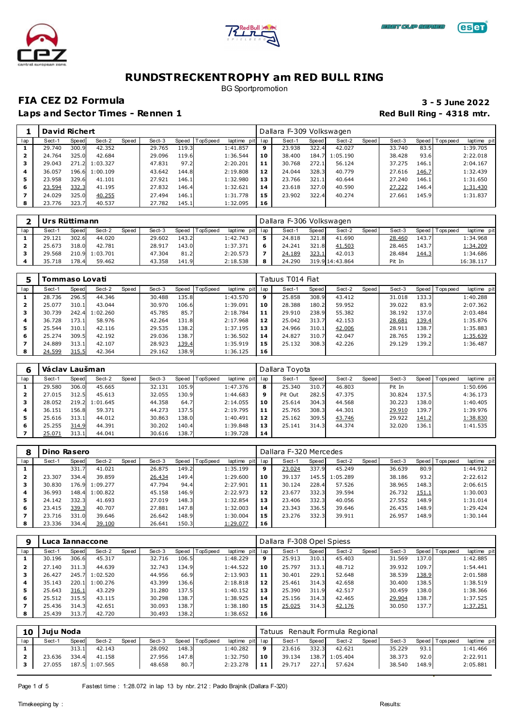# RUNDSTRECKENTROPHY am RED BULL RING

BG Sportpromotion

## FIA CEZ D2 Formula

**3 - 5 June 2022**

### Laps and Sector Times - Rennen 1

**Red Bull Ring - 4318 mtr.**

| 1 | David Richert | | | | | | | | | Dallara F-309 Volkswagen | | | | | | | | |
|---|---|---|---|---|---|---|---|---|---|---|---|---|---|---|---|---|---|---|
| lap | Sect-1 | Speed | Sect-2 | Speed | Sect-3 | Speed | TopSpeed | laptime pit | lap | Sect-1 | Speed | Sect-2 | Speed | Sect-3 | Speed | Topspeed | laptime pit |
| 1 | 29.740 | 300.9 | 42.352 | | 29.765 | 119.3 | | 1:41.857 | 9 | 23.938 | 322.4 | 42.027 | | 33.740 | 83.5 | | 1:39.705 |
| 2 | 24.764 | 325.0 | 42.684 | | 29.096 | 119.6 | | 1:36.544 | 10 | 38.400 | 184.7 | 1:05.190 | | 38.428 | 93.6 | | 2:22.018 |
| 3 | 29.043 | 271.2 | 1:03.327 | | 47.831 | 97.2 | | 2:20.201 | 11 | 30.768 | 272.1 | 56.124 | | 37.275 | 146.1 | | 2:04.167 |
| 4 | 36.057 | 196.6 | 1:00.109 | | 43.642 | 144.8 | | 2:19.808 | 12 | 24.044 | 328.3 | 40.779 | | 27.616 | 146.7 | | 1:32.439 |
| 5 | 23.958 | 329.6 | 41.101 | | 27.921 | 146.1 | | 1:32.980 | 13 | 23.766 | 321.1 | 40.644 | | 27.240 | 146.1 | | 1:31.650 |
| 6 | 23.594 | 332.3 | 41.195 | | 27.832 | 146.4 | | 1:32.621 | 14 | 23.618 | 327.0 | 40.590 | | 27.222 | 146.4 | | 1:31.430 |
| 7 | 24.029 | 325.0 | 40.255 | | 27.494 | 146.1 | | 1:31.778 | 15 | 23.902 | 322.4 | 40.274 | | 27.661 | 145.9 | | 1:31.837 |
| 8 | 23.776 | 323.7 | 40.537 | | 27.782 | 145.1 | | 1:32.095 | 16 | | | | | | | | |

| 2 | Urs Rüttimann | | | | | | | | | Dallara F-306 Volkswagen | | | | | | | | |
|---|---|---|---|---|---|---|---|---|---|---|---|---|---|---|---|---|---|---|
| lap | Sect-1 | Speed | Sect-2 | Speed | Sect-3 | Speed | TopSpeed | laptime pit | lap | Sect-1 | Speed | Sect-2 | Speed | Sect-3 | Speed | Topspeed | laptime pit |
| 1 | 29.121 | 302.6 | 44.020 | | 29.602 | 143.2 | | 1:42.743 | 5 | 24.818 | 321.8 | 41.690 | | 28.460 | 143.7 | | 1:34.968 |
| 2 | 25.673 | 318.0 | 42.781 | | 28.917 | 143.0 | | 1:37.371 | 6 | 24.241 | 321.8 | 41.503 | | 28.465 | 143.7 | | 1:34.209 |
| 3 | 29.568 | 210.9 | 1:03.701 | | 47.304 | 81.2 | | 2:20.573 | 7 | 24.189 | 323.1 | 42.013 | | 28.484 | 144.3 | | 1:34.686 |
| 4 | 35.718 | 178.4 | 59.462 | | 43.358 | 141.9 | | 2:18.538 | 8 | 24.290 | 319.9 | 14:43.864 | | Pit In | | | 16:38.117 |

| 5 | Tommaso Lovati | | | | | | | | | Tatuus T014 Fiat | | | | | | | | |
|---|---|---|---|---|---|---|---|---|---|---|---|---|---|---|---|---|---|---|
| lap | Sect-1 | Speed | Sect-2 | Speed | Sect-3 | Speed | TopSpeed | laptime pit | lap | Sect-1 | Speed | Sect-2 | Speed | Sect-3 | Speed | Topspeed | laptime pit |
| 1 | 28.736 | 296.5 | 44.346 | | 30.488 | 135.8 | | 1:43.570 | 9 | 25.858 | 308.9 | 43.412 | | 31.018 | 133.3 | | 1:40.288 |
| 2 | 25.077 | 310.1 | 43.044 | | 30.970 | 106.6 | | 1:39.091 | 10 | 28.388 | 180.2 | 59.952 | | 39.022 | 83.9 | | 2:07.362 |
| 3 | 30.739 | 242.4 | 1:02.260 | | 45.785 | 85.7 | | 2:18.784 | 11 | 29.910 | 238.9 | 55.382 | | 38.192 | 137.0 | | 2:03.484 |
| 4 | 36.728 | 173.1 | 58.976 | | 42.264 | 131.8 | | 2:17.968 | 12 | 25.042 | 313.7 | 42.153 | | 28.681 | 139.4 | | 1:35.876 |
| 5 | 25.544 | 310.1 | 42.116 | | 29.535 | 138.2 | | 1:37.195 | 13 | 24.966 | 310.1 | 42.006 | | 28.911 | 138.7 | | 1:35.883 |
| 6 | 25.274 | 309.5 | 42.192 | | 29.036 | 138.7 | | 1:36.502 | 14 | 24.827 | 310.7 | 42.047 | | 28.765 | 139.2 | | 1:35.639 |
| 7 | 24.889 | 313.1 | 42.107 | | 28.923 | 139.4 | | 1:35.919 | 15 | 25.132 | 308.3 | 42.226 | | 29.129 | 139.2 | | 1:36.487 |
| 8 | 24.599 | 315.5 | 42.364 | | 29.162 | 138.9 | | 1:36.125 | 16 | | | | | | | | |

| 6 | Václav Laušman | | | | | | | | | Dallara Toyota | | | | | | | | |
|---|---|---|---|---|---|---|---|---|---|---|---|---|---|---|---|---|---|---|
| lap | Sect-1 | Speed | Sect-2 | Speed | Sect-3 | Speed | TopSpeed | laptime pit | lap | Sect-1 | Speed | Sect-2 | Speed | Sect-3 | Speed | Topspeed | laptime pit |
| 1 | 29.580 | 306.0 | 45.665 | | 32.131 | 105.9 | | 1:47.376 | 8 | 25.340 | 310.7 | 46.803 | | Pit In | | | 1:50.696 |
| 2 | 27.015 | 312.5 | 45.613 | | 32.055 | 130.9 | | 1:44.683 | 9 | Pit Out | 282.5 | 47.375 | | 30.824 | 137.5 | | 4:36.173 |
| 3 | 28.052 | 219.2 | 1:01.645 | | 44.358 | 64.7 | | 2:14.055 | 10 | 25.614 | 304.3 | 44.568 | | 30.223 | 138.0 | | 1:40.405 |
| 4 | 36.151 | 156.8 | 59.371 | | 44.273 | 137.5 | | 2:19.795 | 11 | 25.765 | 308.3 | 44.301 | | 29.910 | 139.7 | | 1:39.976 |
| 5 | 25.616 | 313.1 | 44.012 | | 30.863 | 138.0 | | 1:40.491 | 12 | 25.162 | 309.5 | 43.746 | | 29.922 | 141.2 | | 1:38.830 |
| 6 | 25.255 | 314.9 | 44.391 | | 30.202 | 140.4 | | 1:39.848 | 13 | 25.141 | 314.3 | 44.374 | | 32.020 | 136.1 | | 1:41.535 |
| 7 | 25.071 | 313.1 | 44.041 | | 30.616 | 138.7 | | 1:39.728 | 14 | | | | | | | | |

| 8 | Dino Rasero | | | | | | | | | Dallara F-320 Mercedes | | | | | | | | |
|---|---|---|---|---|---|---|---|---|---|---|---|---|---|---|---|---|---|---|
| lap | Sect-1 | Speed | Sect-2 | Speed | Sect-3 | Speed | TopSpeed | laptime pit | lap | Sect-1 | Speed | Sect-2 | Speed | Sect-3 | Speed | Topspeed | laptime pit |
| 1 | | 331.7 | 41.021 | | 26.875 | 149.2 | | 1:35.199 | 9 | 23.024 | 337.9 | 45.249 | | 36.639 | 80.9 | | 1:44.912 |
| 2 | 23.307 | 334.4 | 39.859 | | 26.434 | 149.4 | | 1:29.600 | 10 | 39.137 | 145.5 | 1:05.289 | | 38.186 | 93.2 | | 2:22.612 |
| 3 | 30.830 | 176.9 | 1:09.277 | | 47.794 | 94.4 | | 2:27.901 | 11 | 30.124 | 228.4 | 57.526 | | 38.965 | 148.3 | | 2:06.615 |
| 4 | 36.993 | 148.4 | 1:00.822 | | 45.158 | 146.9 | | 2:22.973 | 12 | 23.677 | 332.3 | 39.594 | | 26.732 | 151.1 | | 1:30.003 |
| 5 | 24.142 | 332.3 | 41.693 | | 27.019 | 148.3 | | 1:32.854 | 13 | 23.406 | 332.3 | 40.056 | | 27.552 | 148.9 | | 1:31.014 |
| 6 | 23.415 | 339.3 | 40.707 | | 27.881 | 147.8 | | 1:32.003 | 14 | 23.343 | 336.5 | 39.646 | | 26.435 | 148.9 | | 1:29.424 |
| 7 | 23.716 | 331.0 | 39.646 | | 26.642 | 148.9 | | 1:30.004 | 15 | 23.276 | 332.3 | 39.911 | | 26.957 | 148.9 | | 1:30.144 |
| 8 | 23.336 | 334.4 | 39.100 | | 26.641 | 150.3 | | 1:29.077 | 16 | | | | | | | | |

| 9 | Luca Iannaccone | | | | | | | | | Dallara F-308 Opel Spiess | | | | | | | | |
|---|---|---|---|---|---|---|---|---|---|---|---|---|---|---|---|---|---|---|
| lap | Sect-1 | Speed | Sect-2 | Speed | Sect-3 | Speed | TopSpeed | laptime pit | lap | Sect-1 | Speed | Sect-2 | Speed | Sect-3 | Speed | Topspeed | laptime pit |
| 1 | 30.196 | 306.6 | 45.317 | | 32.716 | 106.5 | | 1:48.229 | 9 | 25.913 | 310.1 | 45.403 | | 31.569 | 137.0 | | 1:42.885 |
| 2 | 27.140 | 311.3 | 44.639 | | 32.743 | 134.9 | | 1:44.522 | 10 | 25.797 | 313.1 | 48.712 | | 39.932 | 109.7 | | 1:54.441 |
| 3 | 26.427 | 245.7 | 1:02.520 | | 44.956 | 66.9 | | 2:13.903 | 11 | 30.401 | 229.1 | 52.648 | | 38.539 | 138.9 | | 2:01.588 |
| 4 | 35.143 | 220.1 | 1:00.276 | | 43.399 | 136.6 | | 2:18.818 | 12 | 25.461 | 314.3 | 42.658 | | 30.400 | 138.5 | | 1:38.519 |
| 5 | 25.643 | 316.1 | 43.229 | | 31.280 | 137.5 | | 1:40.152 | 13 | 25.390 | 311.9 | 42.517 | | 30.459 | 138.0 | | 1:38.366 |
| 6 | 25.512 | 315.5 | 43.115 | | 30.298 | 138.7 | | 1:38.925 | 14 | 25.156 | 314.3 | 42.465 | | 29.904 | 138.7 | | 1:37.525 |
| 7 | 25.436 | 314.3 | 42.651 | | 30.093 | 138.7 | | 1:38.180 | 15 | 25.025 | 314.3 | 42.176 | | 30.050 | 137.7 | | 1:37.251 |
| 8 | 25.439 | 313.7 | 42.720 | | 30.493 | 138.2 | | 1:38.652 | 16 | | | | | | | | |

| 10 | Juju Noda | | | | | | | | | Tatuus Renault Formula Regional | | | | | | | | |
|---|---|---|---|---|---|---|---|---|---|---|---|---|---|---|---|---|---|---|
| lap | Sect-1 | Speed | Sect-2 | Speed | Sect-3 | Speed | TopSpeed | laptime pit | lap | Sect-1 | Speed | Sect-2 | Speed | Sect-3 | Speed | Topspeed | laptime pit |
| 1 | | 313.1 | 42.143 | | 28.092 | 148.3 | | 1:40.282 | 9 | 23.616 | 332.3 | 42.621 | | 35.229 | 93.1 | | 1:41.466 |
| 2 | 23.636 | 334.4 | 41.158 | | 27.956 | 147.8 | | 1:32.750 | 10 | 39.134 | 138.7 | 1:05.404 | | 38.373 | 92.0 | | 2:22.911 |
| 3 | 27.055 | 187.5 | 1:07.565 | | 48.658 | 80.7 | | 2:23.278 | 11 | 29.717 | 227.1 | 57.624 | | 38.540 | 148.9 | | 2:05.881 |

Fastest time : 1:28.072 in lap 13 by nbr. 212 : Paolo Brajnik (Dallara F-320)

Timekeeping by :

Results: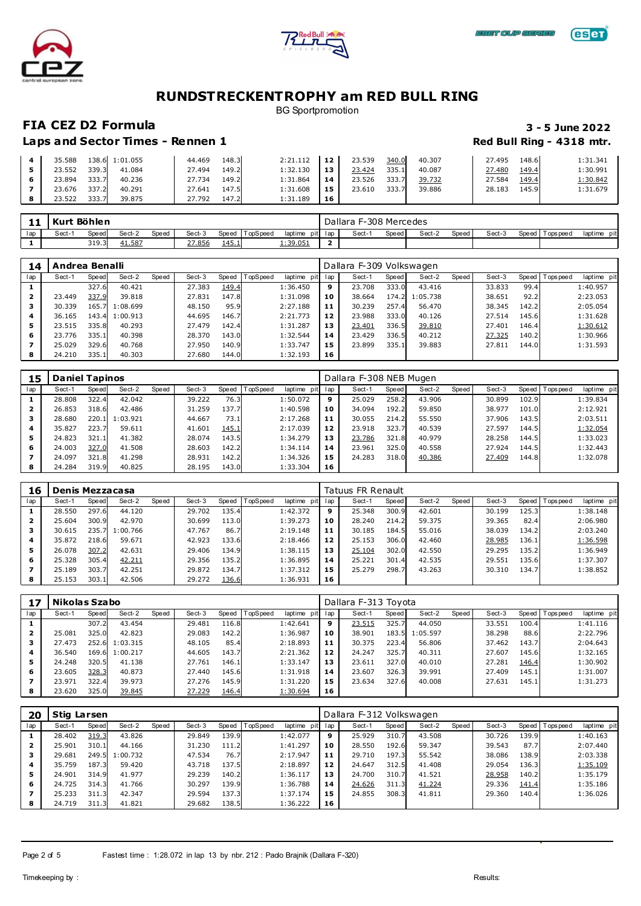# RUNDSTRECKENTROPHY am RED BULL RING

BG Sportpromotion

## FIA CEZ D2 Formula

**3 - 5 June 2022**

### Laps and Sector Times - Rennen 1

**Red Bull Ring - 4318 mtr.**

| lap | Sect-1 | Speed | Sect-2 | Speed | Sect-3 | Speed | TopSpeed | laptime pit | lap | Sect-1 | Speed | Sect-2 | Speed | Sect-3 | Speed | Topspeed | laptime pit |
|---|---|---|---|---|---|---|---|---|---|---|---|---|---|---|---|---|---|
| 4 | 35.588 | 138.6 | 1:01.055 | | 44.469 | 148.3 | | 2:21.112 | 12 | 23.539 | 340.0 | 40.307 | | 27.495 | 148.6 | | 1:31.341 |
| 5 | 23.552 | 339.3 | 41.084 | | 27.494 | 149.2 | | 1:32.130 | 13 | 23.424 | 335.1 | 40.087 | | 27.480 | 149.4 | | 1:30.991 |
| 6 | 23.894 | 333.7 | 40.236 | | 27.734 | 149.2 | | 1:31.864 | 14 | 23.526 | 333.7 | 39.732 | | 27.584 | 149.4 | | 1:30.842 |
| 7 | 23.676 | 337.2 | 40.291 | | 27.641 | 147.5 | | 1:31.608 | 15 | 23.610 | 333.7 | 39.886 | | 28.183 | 145.9 | | 1:31.679 |
| 8 | 23.522 | 333.7 | 39.875 | | 27.792 | 147.2 | | 1:31.189 | 16 | | | | | | | | |

**11 Kurt Böhlen** — Dallara F-308 Mercedes

| lap | Sect-1 | Speed | Sect-2 | Speed | Sect-3 | Speed | TopSpeed | laptime pit | lap | Sect-1 | Speed | Sect-2 | Speed | Sect-3 | Speed | Topspeed | laptime pit |
|---|---|---|---|---|---|---|---|---|---|---|---|---|---|---|---|---|---|
| 1 | | 319.3 | 41.587 | | 27.856 | 145.1 | | 1:39.051 | 2 | | | | | | | | |

**14 Andrea Benalli** — Dallara F-309 Volkswagen

| lap | Sect-1 | Speed | Sect-2 | Speed | Sect-3 | Speed | TopSpeed | laptime pit | lap | Sect-1 | Speed | Sect-2 | Speed | Sect-3 | Speed | Topspeed | laptime pit |
|---|---|---|---|---|---|---|---|---|---|---|---|---|---|---|---|---|---|
| 1 | | 327.6 | 40.421 | | 27.383 | 149.4 | | 1:36.450 | 9 | 23.708 | 333.0 | 43.416 | | 33.833 | 99.4 | | 1:40.957 |
| 2 | 23.449 | 337.9 | 39.818 | | 27.831 | 147.8 | | 1:31.098 | 10 | 38.664 | 174.2 | 1:05.738 | | 38.651 | 92.2 | | 2:23.053 |
| 3 | 30.339 | 165.7 | 1:08.699 | | 48.150 | 95.9 | | 2:27.188 | 11 | 30.239 | 257.4 | 56.470 | | 38.345 | 142.2 | | 2:05.054 |
| 4 | 36.165 | 143.4 | 1:00.913 | | 44.695 | 146.7 | | 2:21.773 | 12 | 23.988 | 333.0 | 40.126 | | 27.514 | 145.6 | | 1:31.628 |
| 5 | 23.515 | 335.8 | 40.293 | | 27.479 | 142.4 | | 1:31.287 | 13 | 23.401 | 336.5 | 39.810 | | 27.401 | 146.4 | | 1:30.612 |
| 6 | 23.776 | 335.1 | 40.398 | | 28.370 | 143.0 | | 1:32.544 | 14 | 23.429 | 336.5 | 40.212 | | 27.325 | 140.2 | | 1:30.966 |
| 7 | 25.029 | 329.6 | 40.768 | | 27.950 | 140.9 | | 1:33.747 | 15 | 23.899 | 335.1 | 39.883 | | 27.811 | 144.0 | | 1:31.593 |
| 8 | 24.210 | 335.1 | 40.303 | | 27.680 | 144.0 | | 1:32.193 | 16 | | | | | | | | |

**15 Daniel Tapinos** — Dallara F-308 NEB Mugen

| lap | Sect-1 | Speed | Sect-2 | Speed | Sect-3 | Speed | TopSpeed | laptime pit | lap | Sect-1 | Speed | Sect-2 | Speed | Sect-3 | Speed | Topspeed | laptime pit |
|---|---|---|---|---|---|---|---|---|---|---|---|---|---|---|---|---|---|
| 1 | 28.808 | 322.4 | 42.042 | | 39.222 | 76.3 | | 1:50.072 | 9 | 25.029 | 258.2 | 43.906 | | 30.899 | 102.9 | | 1:39.834 |
| 2 | 26.853 | 318.6 | 42.486 | | 31.259 | 137.7 | | 1:40.598 | 10 | 34.094 | 192.2 | 59.850 | | 38.977 | 101.0 | | 2:12.921 |
| 3 | 28.680 | 220.1 | 1:03.921 | | 44.667 | 73.1 | | 2:17.268 | 11 | 30.055 | 214.2 | 55.550 | | 37.906 | 143.5 | | 2:03.511 |
| 4 | 35.827 | 223.7 | 59.611 | | 41.601 | 145.1 | | 2:17.039 | 12 | 23.918 | 323.7 | 40.539 | | 27.597 | 144.5 | | 1:32.054 |
| 5 | 24.823 | 321.1 | 41.382 | | 28.074 | 143.5 | | 1:34.279 | 13 | 23.786 | 321.8 | 40.979 | | 28.258 | 144.5 | | 1:33.023 |
| 6 | 24.003 | 327.0 | 41.508 | | 28.603 | 142.2 | | 1:34.114 | 14 | 23.961 | 325.0 | 40.558 | | 27.924 | 144.5 | | 1:32.443 |
| 7 | 24.097 | 321.8 | 41.298 | | 28.931 | 142.2 | | 1:34.326 | 15 | 24.283 | 318.0 | 40.386 | | 27.409 | 144.8 | | 1:32.078 |
| 8 | 24.284 | 319.9 | 40.825 | | 28.195 | 143.0 | | 1:33.304 | 16 | | | | | | | | |

**16 Denis Mezzacasa** — Tatuus FR Renault

| lap | Sect-1 | Speed | Sect-2 | Speed | Sect-3 | Speed | TopSpeed | laptime pit | lap | Sect-1 | Speed | Sect-2 | Speed | Sect-3 | Speed | Topspeed | laptime pit |
|---|---|---|---|---|---|---|---|---|---|---|---|---|---|---|---|---|---|
| 1 | 28.550 | 297.6 | 44.120 | | 29.702 | 135.4 | | 1:42.372 | 9 | 25.348 | 300.9 | 42.601 | | 30.199 | 125.3 | | 1:38.148 |
| 2 | 25.604 | 300.9 | 42.970 | | 30.699 | 113.0 | | 1:39.273 | 10 | 28.240 | 214.2 | 59.375 | | 39.365 | 82.4 | | 2:06.980 |
| 3 | 30.615 | 235.7 | 1:00.766 | | 47.767 | 86.7 | | 2:19.148 | 11 | 30.185 | 184.5 | 55.016 | | 38.039 | 134.2 | | 2:03.240 |
| 4 | 35.872 | 218.6 | 59.671 | | 42.923 | 133.6 | | 2:18.466 | 12 | 25.153 | 306.0 | 42.460 | | 28.985 | 136.1 | | 1:36.598 |
| 5 | 26.078 | 307.2 | 42.631 | | 29.406 | 134.9 | | 1:38.115 | 13 | 25.104 | 302.0 | 42.550 | | 29.295 | 135.2 | | 1:36.949 |
| 6 | 25.328 | 305.4 | 42.211 | | 29.356 | 135.2 | | 1:36.895 | 14 | 25.221 | 301.4 | 42.535 | | 29.551 | 135.6 | | 1:37.307 |
| 7 | 25.189 | 303.7 | 42.251 | | 29.872 | 134.7 | | 1:37.312 | 15 | 25.279 | 298.7 | 43.263 | | 30.310 | 134.7 | | 1:38.852 |
| 8 | 25.153 | 303.1 | 42.506 | | 29.272 | 136.6 | | 1:36.931 | 16 | | | | | | | | |

**17 Nikolas Szabo** — Dallara F-313 Toyota

| lap | Sect-1 | Speed | Sect-2 | Speed | Sect-3 | Speed | TopSpeed | laptime pit | lap | Sect-1 | Speed | Sect-2 | Speed | Sect-3 | Speed | Topspeed | laptime pit |
|---|---|---|---|---|---|---|---|---|---|---|---|---|---|---|---|---|---|
| 1 | | 307.2 | 43.454 | | 29.481 | 116.8 | | 1:42.641 | 9 | 23.515 | 325.7 | 44.050 | | 33.551 | 100.4 | | 1:41.116 |
| 2 | 25.081 | 325.0 | 42.823 | | 29.083 | 142.2 | | 1:36.987 | 10 | 38.901 | 183.5 | 1:05.597 | | 38.298 | 88.6 | | 2:22.796 |
| 3 | 27.473 | 252.6 | 1:03.315 | | 48.105 | 85.4 | | 2:18.893 | 11 | 30.375 | 223.4 | 56.806 | | 37.462 | 143.7 | | 2:04.643 |
| 4 | 36.540 | 169.6 | 1:00.217 | | 44.605 | 143.7 | | 2:21.362 | 12 | 24.247 | 325.7 | 40.311 | | 27.607 | 145.6 | | 1:32.165 |
| 5 | 24.248 | 320.5 | 41.138 | | 27.761 | 146.1 | | 1:33.147 | 13 | 23.611 | 327.0 | 40.010 | | 27.281 | 146.4 | | 1:30.902 |
| 6 | 23.605 | 328.3 | 40.873 | | 27.440 | 145.6 | | 1:31.918 | 14 | 23.607 | 326.3 | 39.991 | | 27.409 | 145.1 | | 1:31.007 |
| 7 | 23.971 | 322.4 | 39.973 | | 27.276 | 145.9 | | 1:31.220 | 15 | 23.634 | 327.6 | 40.008 | | 27.631 | 145.1 | | 1:31.273 |
| 8 | 23.620 | 325.0 | 39.845 | | 27.229 | 146.4 | | 1:30.694 | 16 | | | | | | | | |

**20 Stig Larsen** — Dallara F-312 Volkswagen

| lap | Sect-1 | Speed | Sect-2 | Speed | Sect-3 | Speed | TopSpeed | laptime pit | lap | Sect-1 | Speed | Sect-2 | Speed | Sect-3 | Speed | Topspeed | laptime pit |
|---|---|---|---|---|---|---|---|---|---|---|---|---|---|---|---|---|---|
| 1 | 28.402 | 319.3 | 43.826 | | 29.849 | 139.9 | | 1:42.077 | 9 | 25.929 | 310.7 | 43.508 | | 30.726 | 139.9 | | 1:40.163 |
| 2 | 25.901 | 310.1 | 44.166 | | 31.230 | 111.2 | | 1:41.297 | 10 | 28.550 | 192.6 | 59.347 | | 39.543 | 87.7 | | 2:07.440 |
| 3 | 29.681 | 249.5 | 1:00.732 | | 47.534 | 76.7 | | 2:17.947 | 11 | 29.710 | 197.3 | 55.542 | | 38.086 | 138.9 | | 2:03.338 |
| 4 | 35.759 | 187.3 | 59.420 | | 43.718 | 137.5 | | 2:18.897 | 12 | 24.647 | 312.5 | 41.408 | | 29.054 | 136.3 | | 1:35.109 |
| 5 | 24.901 | 314.9 | 41.977 | | 29.239 | 140.2 | | 1:36.117 | 13 | 24.700 | 310.7 | 41.521 | | 28.958 | 140.2 | | 1:35.179 |
| 6 | 24.725 | 314.3 | 41.766 | | 30.297 | 139.9 | | 1:36.788 | 14 | 24.626 | 311.3 | 41.224 | | 29.336 | 141.4 | | 1:35.186 |
| 7 | 25.233 | 311.3 | 42.347 | | 29.594 | 137.3 | | 1:37.174 | 15 | 24.855 | 308.3 | 41.811 | | 29.360 | 140.4 | | 1:36.026 |
| 8 | 24.719 | 311.3 | 41.821 | | 29.682 | 138.5 | | 1:36.222 | 16 | | | | | | | | |

Fastest time : 1:28.072 in lap 13 by nbr. 212 : Pado Brajnik (Dallara F-320)

Timekeeping by :

Results: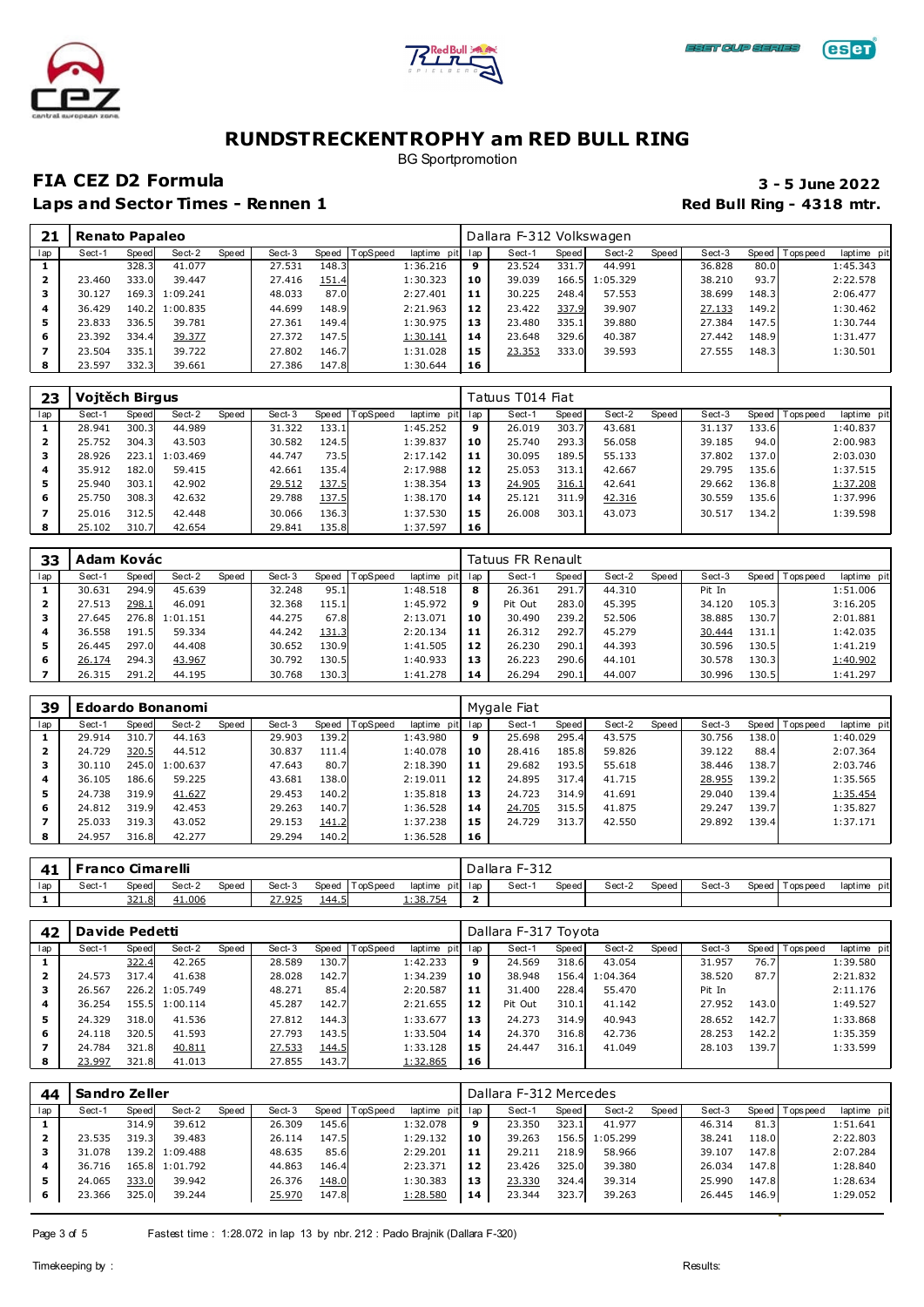# RUNDSTRECKENTROPHY am RED BULL RING

BG Sportpromotion

## FIA CEZ D2 Formula

**3 - 5 June 2022**

### Laps and Sector Times - Rennen 1

**Red Bull Ring - 4318 mtr.**

| 21 | Renato Papaleo | | | | | | | | Dallara F-312 Volkswagen | | | | | | | | |
|---|---|---|---|---|---|---|---|---|---|---|---|---|---|---|---|---|---|
| lap | Sect-1 | Speed | Sect-2 | Speed | Sect-3 | Speed | TopSpeed | laptime pit | lap | Sect-1 | Speed | Sect-2 | Speed | Sect-3 | Speed | Topspeed | laptime pit |
| 1 | | 328.3 | 41.077 | | 27.531 | 148.3 | | 1:36.216 | 9 | 23.524 | 331.7 | 44.991 | | 36.828 | 80.0 | | 1:45.343 |
| 2 | 23.460 | 333.0 | 39.447 | | 27.416 | 151.4 | | 1:30.323 | 10 | 39.039 | 166.5 | 1:05.329 | | 38.210 | 93.7 | | 2:22.578 |
| 3 | 30.127 | 169.3 | 1:09.241 | | 48.033 | 87.0 | | 2:27.401 | 11 | 30.225 | 248.4 | 57.553 | | 38.699 | 148.3 | | 2:06.477 |
| 4 | 36.429 | 140.2 | 1:00.835 | | 44.699 | 148.9 | | 2:21.963 | 12 | 23.422 | 337.9 | 39.907 | | 27.133 | 149.2 | | 1:30.462 |
| 5 | 23.833 | 336.5 | 39.781 | | 27.361 | 149.4 | | 1:30.975 | 13 | 23.480 | 335.1 | 39.880 | | 27.384 | 147.5 | | 1:30.744 |
| 6 | 23.392 | 334.4 | 39.377 | | 27.372 | 147.5 | | 1:30.141 | 14 | 23.648 | 329.6 | 40.387 | | 27.442 | 148.9 | | 1:31.477 |
| 7 | 23.504 | 335.1 | 39.722 | | 27.802 | 146.7 | | 1:31.028 | 15 | 23.353 | 333.0 | 39.593 | | 27.555 | 148.3 | | 1:30.501 |
| 8 | 23.597 | 332.3 | 39.661 | | 27.386 | 147.8 | | 1:30.644 | 16 | | | | | | | | |

| 23 | Vojtěch Birgus | | | | | | | | Tatuus T014 Fiat | | | | | | | | |
|---|---|---|---|---|---|---|---|---|---|---|---|---|---|---|---|---|---|
| lap | Sect-1 | Speed | Sect-2 | Speed | Sect-3 | Speed | TopSpeed | laptime pit | lap | Sect-1 | Speed | Sect-2 | Speed | Sect-3 | Speed | Topspeed | laptime pit |
| 1 | 28.941 | 300.3 | 44.989 | | 31.322 | 133.1 | | 1:45.252 | 9 | 26.019 | 303.7 | 43.681 | | 31.137 | 133.6 | | 1:40.837 |
| 2 | 25.752 | 304.3 | 43.503 | | 30.582 | 124.5 | | 1:39.837 | 10 | 25.740 | 293.3 | 56.058 | | 39.185 | 94.0 | | 2:00.983 |
| 3 | 28.926 | 223.1 | 1:03.469 | | 44.747 | 73.5 | | 2:17.142 | 11 | 30.095 | 189.5 | 55.133 | | 37.802 | 137.0 | | 2:03.030 |
| 4 | 35.912 | 182.0 | 59.415 | | 42.661 | 135.4 | | 2:17.988 | 12 | 25.053 | 313.1 | 42.667 | | 29.795 | 135.6 | | 1:37.515 |
| 5 | 25.940 | 303.1 | 42.902 | | 29.512 | 137.5 | | 1:38.354 | 13 | 24.905 | 316.1 | 42.641 | | 29.662 | 136.8 | | 1:37.208 |
| 6 | 25.750 | 308.3 | 42.632 | | 29.788 | 137.5 | | 1:38.170 | 14 | 25.121 | 311.9 | 42.316 | | 30.559 | 135.6 | | 1:37.996 |
| 7 | 25.016 | 312.5 | 42.448 | | 30.066 | 136.3 | | 1:37.530 | 15 | 26.008 | 303.1 | 43.073 | | 30.517 | 134.2 | | 1:39.598 |
| 8 | 25.102 | 310.7 | 42.654 | | 29.841 | 135.8 | | 1:37.597 | 16 | | | | | | | | |

| 33 | Adam Kovác | | | | | | | | Tatuus FR Renault | | | | | | | | |
|---|---|---|---|---|---|---|---|---|---|---|---|---|---|---|---|---|---|
| lap | Sect-1 | Speed | Sect-2 | Speed | Sect-3 | Speed | TopSpeed | laptime pit | lap | Sect-1 | Speed | Sect-2 | Speed | Sect-3 | Speed | Topspeed | laptime pit |
| 1 | 30.631 | 294.9 | 45.639 | | 32.248 | 95.1 | | 1:48.518 | 8 | 26.361 | 291.7 | 44.310 | | Pit In | | | 1:51.006 |
| 2 | 27.513 | 298.1 | 46.091 | | 32.368 | 115.1 | | 1:45.972 | 9 | Pit Out | 283.0 | 45.395 | | 34.120 | 105.3 | | 3:16.205 |
| 3 | 27.645 | 276.8 | 1:01.151 | | 44.275 | 67.8 | | 2:13.071 | 10 | 30.490 | 239.2 | 52.506 | | 38.885 | 130.7 | | 2:01.881 |
| 4 | 36.558 | 191.5 | 59.334 | | 44.242 | 131.3 | | 2:20.134 | 11 | 26.312 | 292.7 | 45.279 | | 30.444 | 131.1 | | 1:42.035 |
| 5 | 26.445 | 297.0 | 44.408 | | 30.652 | 130.9 | | 1:41.505 | 12 | 26.230 | 290.1 | 44.393 | | 30.596 | 130.5 | | 1:41.219 |
| 6 | 26.174 | 294.3 | 43.967 | | 30.792 | 130.5 | | 1:40.933 | 13 | 26.223 | 290.6 | 44.101 | | 30.578 | 130.3 | | 1:40.902 |
| 7 | 26.315 | 291.2 | 44.195 | | 30.768 | 130.3 | | 1:41.278 | 14 | 26.294 | 290.1 | 44.007 | | 30.996 | 130.5 | | 1:41.297 |

| 39 | Edoardo Bonanomi | | | | | | | | Mygale Fiat | | | | | | | | |
|---|---|---|---|---|---|---|---|---|---|---|---|---|---|---|---|---|---|
| lap | Sect-1 | Speed | Sect-2 | Speed | Sect-3 | Speed | TopSpeed | laptime pit | lap | Sect-1 | Speed | Sect-2 | Speed | Sect-3 | Speed | Topspeed | laptime pit |
| 1 | 29.914 | 310.7 | 44.163 | | 29.903 | 139.2 | | 1:43.980 | 9 | 25.698 | 295.4 | 43.575 | | 30.756 | 138.0 | | 1:40.029 |
| 2 | 24.729 | 320.5 | 44.512 | | 30.837 | 111.4 | | 1:40.078 | 10 | 28.416 | 185.8 | 59.826 | | 39.122 | 88.4 | | 2:07.364 |
| 3 | 30.110 | 245.0 | 1:00.637 | | 47.643 | 80.7 | | 2:18.390 | 11 | 29.682 | 193.5 | 55.618 | | 38.446 | 138.7 | | 2:03.746 |
| 4 | 36.105 | 186.6 | 59.225 | | 43.681 | 138.0 | | 2:19.011 | 12 | 24.895 | 317.4 | 41.715 | | 28.955 | 139.2 | | 1:35.565 |
| 5 | 24.738 | 319.9 | 41.627 | | 29.453 | 140.2 | | 1:35.818 | 13 | 24.723 | 314.9 | 41.691 | | 29.040 | 139.4 | | 1:35.454 |
| 6 | 24.812 | 319.9 | 42.453 | | 29.263 | 140.7 | | 1:36.528 | 14 | 24.705 | 315.5 | 41.875 | | 29.247 | 139.7 | | 1:35.827 |
| 7 | 25.033 | 319.3 | 43.052 | | 29.153 | 141.2 | | 1:37.238 | 15 | 24.729 | 313.7 | 42.550 | | 29.892 | 139.4 | | 1:37.171 |
| 8 | 24.957 | 316.8 | 42.277 | | 29.294 | 140.2 | | 1:36.528 | 16 | | | | | | | | |

| 41 | Franco Cimarelli | | | | | | | | Dallara F-312 | | | | | | | | |
|---|---|---|---|---|---|---|---|---|---|---|---|---|---|---|---|---|---|
| lap | Sect-1 | Speed | Sect-2 | Speed | Sect-3 | Speed | TopSpeed | laptime pit | lap | Sect-1 | Speed | Sect-2 | Speed | Sect-3 | Speed | Topspeed | laptime pit |
| 1 | | 321.8 | 41.006 | | 27.925 | 144.5 | | 1:38.754 | 2 | | | | | | | | |

| 42 | Davide Pedetti | | | | | | | | Dallara F-317 Toyota | | | | | | | | |
|---|---|---|---|---|---|---|---|---|---|---|---|---|---|---|---|---|---|
| lap | Sect-1 | Speed | Sect-2 | Speed | Sect-3 | Speed | TopSpeed | laptime pit | lap | Sect-1 | Speed | Sect-2 | Speed | Sect-3 | Speed | Topspeed | laptime pit |
| 1 | | 322.4 | 42.265 | | 28.589 | 130.7 | | 1:42.233 | 9 | 24.569 | 318.6 | 43.054 | | 31.957 | 76.7 | | 1:39.580 |
| 2 | 24.573 | 317.4 | 41.638 | | 28.028 | 142.7 | | 1:34.239 | 10 | 38.948 | 156.4 | 1:04.364 | | 38.520 | 87.7 | | 2:21.832 |
| 3 | 26.567 | 226.2 | 1:05.749 | | 48.271 | 85.4 | | 2:20.587 | 11 | 31.400 | 228.4 | 55.470 | | Pit In | | | 2:11.176 |
| 4 | 36.254 | 155.5 | 1:00.114 | | 45.287 | 142.7 | | 2:21.655 | 12 | Pit Out | 310.1 | 41.142 | | 27.952 | 143.0 | | 1:49.527 |
| 5 | 24.329 | 318.0 | 41.536 | | 27.812 | 144.3 | | 1:33.677 | 13 | 24.273 | 314.9 | 40.943 | | 28.652 | 142.7 | | 1:33.868 |
| 6 | 24.118 | 320.5 | 41.593 | | 27.793 | 143.5 | | 1:33.504 | 14 | 24.370 | 316.8 | 42.736 | | 28.253 | 142.2 | | 1:35.359 |
| 7 | 24.784 | 321.8 | 40.811 | | 27.533 | 144.5 | | 1:33.128 | 15 | 24.447 | 316.1 | 41.049 | | 28.103 | 139.7 | | 1:33.599 |
| 8 | 23.997 | 321.8 | 41.013 | | 27.855 | 143.7 | | 1:32.865 | 16 | | | | | | | | |

| 44 | Sandro Zeller | | | | | | | | Dallara F-312 Mercedes | | | | | | | | |
|---|---|---|---|---|---|---|---|---|---|---|---|---|---|---|---|---|---|
| lap | Sect-1 | Speed | Sect-2 | Speed | Sect-3 | Speed | TopSpeed | laptime pit | lap | Sect-1 | Speed | Sect-2 | Speed | Sect-3 | Speed | Topspeed | laptime pit |
| 1 | | 314.9 | 39.612 | | 26.309 | 145.6 | | 1:32.078 | 9 | 23.350 | 323.1 | 41.977 | | 46.314 | 81.3 | | 1:51.641 |
| 2 | 23.535 | 319.3 | 39.483 | | 26.114 | 147.5 | | 1:29.132 | 10 | 39.263 | 156.5 | 1:05.299 | | 38.241 | 118.0 | | 2:22.803 |
| 3 | 31.078 | 139.2 | 1:09.488 | | 48.635 | 85.6 | | 2:29.201 | 11 | 29.211 | 218.9 | 58.966 | | 39.107 | 147.8 | | 2:07.284 |
| 4 | 36.716 | 165.8 | 1:01.792 | | 44.863 | 146.4 | | 2:23.371 | 12 | 23.426 | 325.0 | 39.380 | | 26.034 | 147.8 | | 1:28.840 |
| 5 | 24.065 | 333.0 | 39.942 | | 26.376 | 148.0 | | 1:30.383 | 13 | 23.330 | 324.4 | 39.314 | | 25.990 | 147.8 | | 1:28.634 |
| 6 | 23.366 | 325.0 | 39.244 | | 25.970 | 147.8 | | 1:28.580 | 14 | 23.344 | 323.7 | 39.263 | | 26.445 | 146.9 | | 1:29.052 |

Fastest time : 1:28.072 in lap 13 by nbr. 212 : Pado Brajnik (Dallara F-320)

Timekeeping by : Results: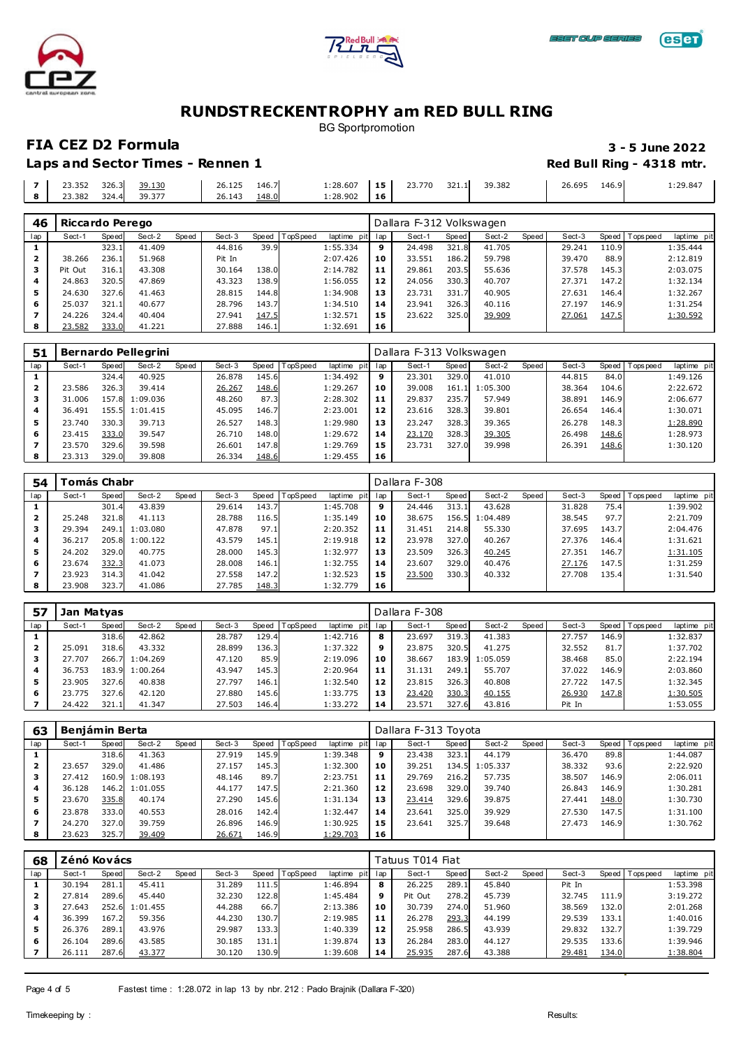# RUNDSTRECKENTROPHY am RED BULL RING

BG Sportpromotion

## FIA CEZ D2 Formula

**3 - 5 June 2022**

### Laps and Sector Times - Rennen 1

**Red Bull Ring - 4318 mtr.**

| lap | Sect-1 | Speed | Sect-2 | Speed | Sect-3 | Speed | TopSpeed | laptime pit | lap | Sect-1 | Speed | Sect-2 | Speed | Sect-3 | Speed | Topspeed | laptime pit |
|---|---|---|---|---|---|---|---|---|---|---|---|---|---|---|---|---|---|
| 7 | 23.352 | 326.3 | 39.130 | | 26.125 | 146.7 | | 1:28.607 | 15 | 23.770 | 321.1 | 39.382 | | 26.695 | 146.9 | | 1:29.847 |
| 8 | 23.382 | 324.4 | 39.377 | | 26.143 | 148.0 | | 1:28.902 | 16 | | | | | | | | |

**46 Riccardo Perego** — Dallara F-312 Volkswagen

| lap | Sect-1 | Speed | Sect-2 | Speed | Sect-3 | Speed | TopSpeed | laptime pit | lap | Sect-1 | Speed | Sect-2 | Speed | Sect-3 | Speed | Topspeed | laptime pit |
|---|---|---|---|---|---|---|---|---|---|---|---|---|---|---|---|---|---|
| 1 | | 323.1 | 41.409 | | 44.816 | 39.9 | | 1:55.334 | 9 | 24.498 | 321.8 | 41.705 | | 29.241 | 110.9 | | 1:35.444 |
| 2 | 38.266 | 236.1 | 51.968 | | Pit In | | | 2:07.426 | 10 | 33.551 | 186.2 | 59.798 | | 39.470 | 88.9 | | 2:12.819 |
| 3 | Pit Out | 316.1 | 43.308 | | 30.164 | 138.0 | | 2:14.782 | 11 | 29.861 | 203.5 | 55.636 | | 37.578 | 145.3 | | 2:03.075 |
| 4 | 24.863 | 320.5 | 47.869 | | 43.323 | 138.9 | | 1:56.055 | 12 | 24.056 | 330.3 | 40.707 | | 27.371 | 147.2 | | 1:32.134 |
| 5 | 24.630 | 327.6 | 41.463 | | 28.815 | 144.8 | | 1:34.908 | 13 | 23.731 | 331.7 | 40.905 | | 27.631 | 146.4 | | 1:32.267 |
| 6 | 25.037 | 321.1 | 40.677 | | 28.796 | 143.7 | | 1:34.510 | 14 | 23.941 | 326.3 | 40.116 | | 27.197 | 146.9 | | 1:31.254 |
| 7 | 24.226 | 324.4 | 40.404 | | 27.941 | 147.5 | | 1:32.571 | 15 | 23.622 | 325.0 | 39.909 | | 27.061 | 147.5 | | 1:30.592 |
| 8 | 23.582 | 333.0 | 41.221 | | 27.888 | 146.1 | | 1:32.691 | 16 | | | | | | | | |

**51 Bernardo Pellegrini** — Dallara F-313 Volkswagen

| lap | Sect-1 | Speed | Sect-2 | Speed | Sect-3 | Speed | TopSpeed | laptime pit | lap | Sect-1 | Speed | Sect-2 | Speed | Sect-3 | Speed | Topspeed | laptime pit |
|---|---|---|---|---|---|---|---|---|---|---|---|---|---|---|---|---|---|
| 1 | | 324.4 | 40.925 | | 26.878 | 145.6 | | 1:34.492 | 9 | 23.301 | 329.0 | 41.010 | | 44.815 | 84.0 | | 1:49.126 |
| 2 | 23.586 | 326.3 | 39.414 | | 26.267 | 148.6 | | 1:29.267 | 10 | 39.008 | 161.1 | 1:05.300 | | 38.364 | 104.6 | | 2:22.672 |
| 3 | 31.006 | 157.8 | 1:09.036 | | 48.260 | 87.3 | | 2:28.302 | 11 | 29.837 | 235.7 | 57.949 | | 38.891 | 146.9 | | 2:06.677 |
| 4 | 36.491 | 155.5 | 1:01.415 | | 45.095 | 146.7 | | 2:23.001 | 12 | 23.616 | 328.3 | 39.801 | | 26.654 | 146.4 | | 1:30.071 |
| 5 | 23.740 | 330.3 | 39.713 | | 26.527 | 148.3 | | 1:29.980 | 13 | 23.247 | 328.3 | 39.365 | | 26.278 | 148.3 | | 1:28.890 |
| 6 | 23.415 | 333.0 | 39.547 | | 26.710 | 148.0 | | 1:29.672 | 14 | 23.170 | 328.3 | 39.305 | | 26.498 | 148.6 | | 1:28.973 |
| 7 | 23.570 | 329.6 | 39.598 | | 26.601 | 147.8 | | 1:29.769 | 15 | 23.731 | 327.0 | 39.998 | | 26.391 | 148.6 | | 1:30.120 |
| 8 | 23.313 | 329.0 | 39.808 | | 26.334 | 148.6 | | 1:29.455 | 16 | | | | | | | | |

**54 Tomás Chabr** — Dallara F-308

| lap | Sect-1 | Speed | Sect-2 | Speed | Sect-3 | Speed | TopSpeed | laptime pit | lap | Sect-1 | Speed | Sect-2 | Speed | Sect-3 | Speed | Topspeed | laptime pit |
|---|---|---|---|---|---|---|---|---|---|---|---|---|---|---|---|---|---|
| 1 | | 301.4 | 43.839 | | 29.614 | 143.7 | | 1:45.708 | 9 | 24.446 | 313.1 | 43.628 | | 31.828 | 75.4 | | 1:39.902 |
| 2 | 25.248 | 321.8 | 41.113 | | 28.788 | 116.5 | | 1:35.149 | 10 | 38.675 | 156.5 | 1:04.489 | | 38.545 | 97.7 | | 2:21.709 |
| 3 | 29.394 | 249.1 | 1:03.080 | | 47.878 | 97.1 | | 2:20.352 | 11 | 31.451 | 214.8 | 55.330 | | 37.695 | 143.7 | | 2:04.476 |
| 4 | 36.217 | 205.8 | 1:00.122 | | 43.579 | 145.1 | | 2:19.918 | 12 | 23.978 | 327.0 | 40.267 | | 27.376 | 146.4 | | 1:31.621 |
| 5 | 24.202 | 329.0 | 40.775 | | 28.000 | 145.3 | | 1:32.977 | 13 | 23.509 | 326.3 | 40.245 | | 27.351 | 146.7 | | 1:31.105 |
| 6 | 23.674 | 332.3 | 41.073 | | 28.008 | 146.1 | | 1:32.755 | 14 | 23.607 | 329.0 | 40.476 | | 27.176 | 147.5 | | 1:31.259 |
| 7 | 23.923 | 314.3 | 41.042 | | 27.558 | 147.2 | | 1:32.523 | 15 | 23.500 | 330.3 | 40.332 | | 27.708 | 135.4 | | 1:31.540 |
| 8 | 23.908 | 323.7 | 41.086 | | 27.785 | 148.3 | | 1:32.779 | 16 | | | | | | | | |

**57 Jan Matyas** — Dallara F-308

| lap | Sect-1 | Speed | Sect-2 | Speed | Sect-3 | Speed | TopSpeed | laptime pit | lap | Sect-1 | Speed | Sect-2 | Speed | Sect-3 | Speed | Topspeed | laptime pit |
|---|---|---|---|---|---|---|---|---|---|---|---|---|---|---|---|---|---|
| 1 | | 318.6 | 42.862 | | 28.787 | 129.4 | | 1:42.716 | 8 | 23.697 | 319.3 | 41.383 | | 27.757 | 146.9 | | 1:32.837 |
| 2 | 25.091 | 318.6 | 43.332 | | 28.899 | 136.3 | | 1:37.322 | 9 | 23.875 | 320.5 | 41.275 | | 32.552 | 81.7 | | 1:37.702 |
| 3 | 27.707 | 266.7 | 1:04.269 | | 47.120 | 85.9 | | 2:19.096 | 10 | 38.667 | 183.9 | 1:05.059 | | 38.468 | 85.0 | | 2:22.194 |
| 4 | 36.753 | 183.9 | 1:00.264 | | 43.947 | 145.3 | | 2:20.964 | 11 | 31.131 | 249.1 | 55.707 | | 37.022 | 146.9 | | 2:03.860 |
| 5 | 23.905 | 327.6 | 40.838 | | 27.797 | 146.1 | | 1:32.540 | 12 | 23.815 | 326.3 | 40.808 | | 27.722 | 147.5 | | 1:32.345 |
| 6 | 23.775 | 327.6 | 42.120 | | 27.880 | 145.6 | | 1:33.775 | 13 | 23.420 | 330.3 | 40.155 | | 26.930 | 147.8 | | 1:30.505 |
| 7 | 24.422 | 321.1 | 41.347 | | 27.503 | 146.4 | | 1:33.272 | 14 | 23.571 | 327.6 | 43.816 | | Pit In | | | 1:53.055 |

**63 Benjámin Berta** — Dallara F-313 Toyota

| lap | Sect-1 | Speed | Sect-2 | Speed | Sect-3 | Speed | TopSpeed | laptime pit | lap | Sect-1 | Speed | Sect-2 | Speed | Sect-3 | Speed | Topspeed | laptime pit |
|---|---|---|---|---|---|---|---|---|---|---|---|---|---|---|---|---|---|
| 1 | | 318.6 | 41.363 | | 27.919 | 145.9 | | 1:39.348 | 9 | 23.438 | 323.1 | 44.179 | | 36.470 | 89.8 | | 1:44.087 |
| 2 | 23.657 | 329.0 | 41.486 | | 27.157 | 145.3 | | 1:32.300 | 10 | 39.251 | 134.5 | 1:05.337 | | 38.332 | 93.6 | | 2:22.920 |
| 3 | 27.412 | 160.9 | 1:08.193 | | 48.146 | 89.7 | | 2:23.751 | 11 | 29.769 | 216.2 | 57.735 | | 38.507 | 146.9 | | 2:06.011 |
| 4 | 36.128 | 146.2 | 1:01.055 | | 44.177 | 147.5 | | 2:21.360 | 12 | 23.698 | 329.0 | 39.740 | | 26.843 | 146.9 | | 1:30.281 |
| 5 | 23.670 | 335.8 | 40.174 | | 27.290 | 145.6 | | 1:31.134 | 13 | 23.414 | 329.6 | 39.875 | | 27.441 | 148.0 | | 1:30.730 |
| 6 | 23.878 | 333.0 | 40.553 | | 28.016 | 142.4 | | 1:32.447 | 14 | 23.641 | 325.0 | 39.929 | | 27.530 | 147.5 | | 1:31.100 |
| 7 | 24.270 | 327.0 | 39.759 | | 26.896 | 146.9 | | 1:30.925 | 15 | 23.641 | 325.7 | 39.648 | | 27.473 | 146.9 | | 1:30.762 |
| 8 | 23.623 | 325.7 | 39.409 | | 26.671 | 146.9 | | 1:29.703 | 16 | | | | | | | | |

**68 Zénó Kovács** — Tatuus T014 Fiat

| lap | Sect-1 | Speed | Sect-2 | Speed | Sect-3 | Speed | TopSpeed | laptime pit | lap | Sect-1 | Speed | Sect-2 | Speed | Sect-3 | Speed | Topspeed | laptime pit |
|---|---|---|---|---|---|---|---|---|---|---|---|---|---|---|---|---|---|
| 1 | 30.194 | 281.1 | 45.411 | | 31.289 | 111.5 | | 1:46.894 | 8 | 26.225 | 289.1 | 45.840 | | Pit In | | | 1:53.398 |
| 2 | 27.814 | 289.6 | 45.440 | | 32.230 | 122.8 | | 1:45.484 | 9 | Pit Out | 278.2 | 45.739 | | 32.745 | 111.9 | | 3:19.272 |
| 3 | 27.643 | 252.6 | 1:01.455 | | 44.288 | 66.7 | | 2:13.386 | 10 | 30.739 | 274.0 | 51.960 | | 38.569 | 132.0 | | 2:01.268 |
| 4 | 36.399 | 167.2 | 59.356 | | 44.230 | 130.7 | | 2:19.985 | 11 | 26.278 | 293.3 | 44.199 | | 29.539 | 133.1 | | 1:40.016 |
| 5 | 26.376 | 289.1 | 43.976 | | 29.987 | 133.3 | | 1:40.339 | 12 | 25.958 | 286.5 | 43.939 | | 29.832 | 132.7 | | 1:39.729 |
| 6 | 26.104 | 289.6 | 43.585 | | 30.185 | 131.1 | | 1:39.874 | 13 | 26.284 | 283.0 | 44.127 | | 29.535 | 133.6 | | 1:39.946 |
| 7 | 26.111 | 287.6 | 43.377 | | 30.120 | 130.9 | | 1:39.608 | 14 | 25.935 | 287.6 | 43.388 | | 29.481 | 134.0 | | 1:38.804 |

Fastest time : 1:28.072 in lap 13 by nbr. 212 : Pado Brajnik (Dallara F-320)

Timekeeping by :

Results: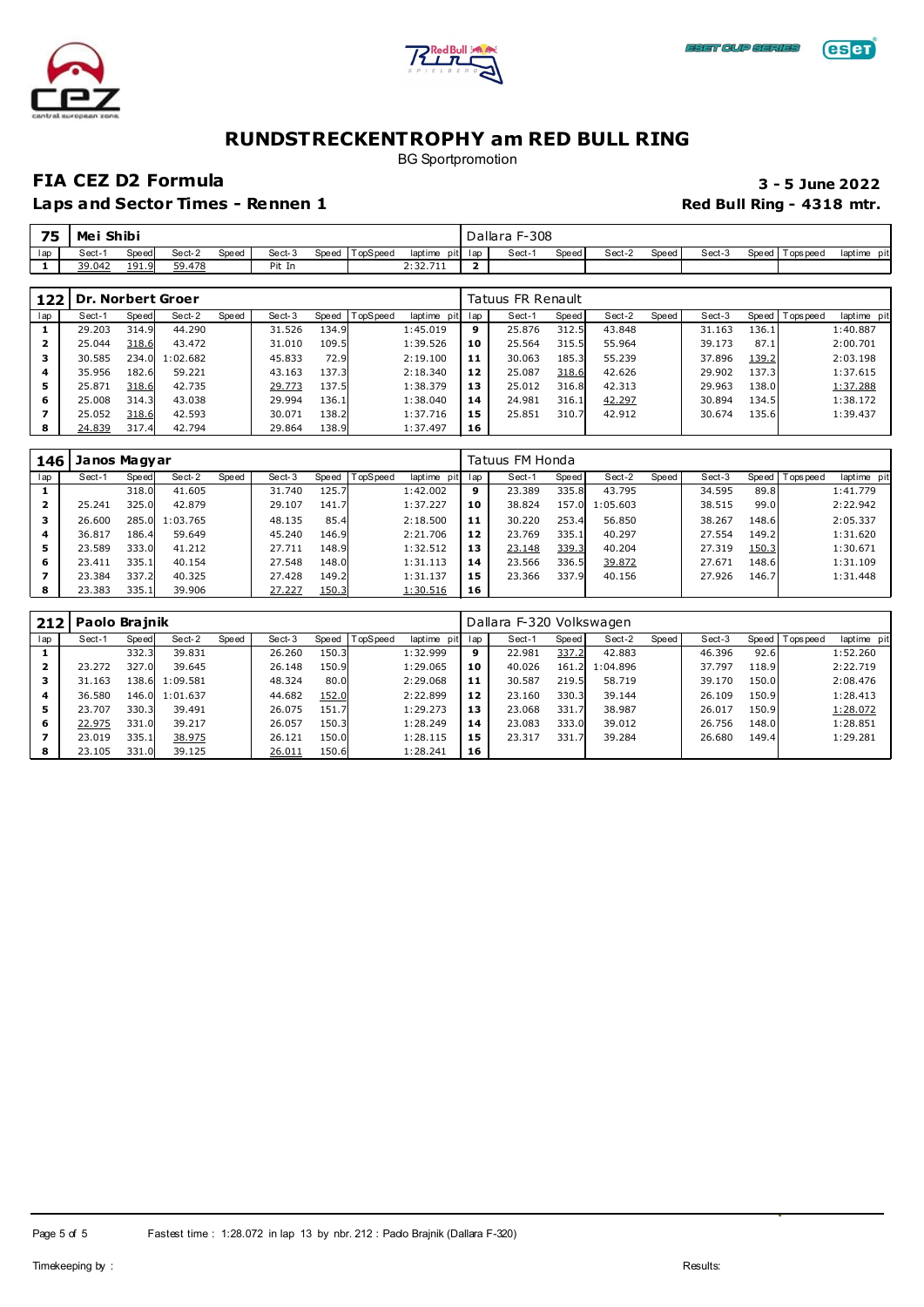# RUNDSTRECKENTROPHY am RED BULL RING

BG Sportpromotion

## FIA CEZ D2 Formula

**3 - 5 June 2022**

### Laps and Sector Times - Rennen 1

**Red Bull Ring - 4318 mtr.**

**75 Mei Shibi** — Dallara F-308

| lap | Sect-1 | Speed | Sect-2 | Speed | Sect-3 | Speed | TopSpeed | laptime pit | lap | Sect-1 | Speed | Sect-2 | Speed | Sect-3 | Speed | Topspeed | laptime pit |
|---|---|---|---|---|---|---|---|---|---|---|---|---|---|---|---|---|---|
| 1 | 39.042 | 191.9 | 59.478 | | Pit In | | | 2:32.711 | 2 | | | | | | | | |

**122 Dr. Norbert Groer** — Tatuus FR Renault

| lap | Sect-1 | Speed | Sect-2 | Speed | Sect-3 | Speed | TopSpeed | laptime pit | lap | Sect-1 | Speed | Sect-2 | Speed | Sect-3 | Speed | Topspeed | laptime pit |
|---|---|---|---|---|---|---|---|---|---|---|---|---|---|---|---|---|---|
| 1 | 29.203 | 314.9 | 44.290 | | 31.526 | 134.9 | | 1:45.019 | 9 | 25.876 | 312.5 | 43.848 | | 31.163 | 136.1 | | 1:40.887 |
| 2 | 25.044 | 318.6 | 43.472 | | 31.010 | 109.5 | | 1:39.526 | 10 | 25.564 | 315.5 | 55.964 | | 39.173 | 87.1 | | 2:00.701 |
| 3 | 30.585 | 234.0 | 1:02.682 | | 45.833 | 72.9 | | 2:19.100 | 11 | 30.063 | 185.3 | 55.239 | | 37.896 | 139.2 | | 2:03.198 |
| 4 | 35.956 | 182.6 | 59.221 | | 43.163 | 137.3 | | 2:18.340 | 12 | 25.087 | 318.6 | 42.626 | | 29.902 | 137.3 | | 1:37.615 |
| 5 | 25.871 | 318.6 | 42.735 | | 29.773 | 137.5 | | 1:38.379 | 13 | 25.012 | 316.8 | 42.313 | | 29.963 | 138.0 | | 1:37.288 |
| 6 | 25.008 | 314.3 | 43.038 | | 29.994 | 136.1 | | 1:38.040 | 14 | 24.981 | 316.1 | 42.297 | | 30.894 | 134.5 | | 1:38.172 |
| 7 | 25.052 | 318.6 | 42.593 | | 30.071 | 138.2 | | 1:37.716 | 15 | 25.851 | 310.7 | 42.912 | | 30.674 | 135.6 | | 1:39.437 |
| 8 | 24.839 | 317.4 | 42.794 | | 29.864 | 138.9 | | 1:37.497 | 16 | | | | | | | | |

**146 Janos Magyar** — Tatuus FM Honda

| lap | Sect-1 | Speed | Sect-2 | Speed | Sect-3 | Speed | TopSpeed | laptime pit | lap | Sect-1 | Speed | Sect-2 | Speed | Sect-3 | Speed | Topspeed | laptime pit |
|---|---|---|---|---|---|---|---|---|---|---|---|---|---|---|---|---|---|
| 1 | | 318.0 | 41.605 | | 31.740 | 125.7 | | 1:42.002 | 9 | 23.389 | 335.8 | 43.795 | | 34.595 | 89.8 | | 1:41.779 |
| 2 | 25.241 | 325.0 | 42.879 | | 29.107 | 141.7 | | 1:37.227 | 10 | 38.824 | 157.0 | 1:05.603 | | 38.515 | 99.0 | | 2:22.942 |
| 3 | 26.600 | 285.0 | 1:03.765 | | 48.135 | 85.4 | | 2:18.500 | 11 | 30.220 | 253.4 | 56.850 | | 38.267 | 148.6 | | 2:05.337 |
| 4 | 36.817 | 186.4 | 59.649 | | 45.240 | 146.9 | | 2:21.706 | 12 | 23.769 | 335.1 | 40.297 | | 27.554 | 149.2 | | 1:31.620 |
| 5 | 23.589 | 333.0 | 41.212 | | 27.711 | 148.9 | | 1:32.512 | 13 | 23.148 | 339.3 | 40.204 | | 27.319 | 150.3 | | 1:30.671 |
| 6 | 23.411 | 335.1 | 40.154 | | 27.548 | 148.0 | | 1:31.113 | 14 | 23.566 | 336.5 | 39.872 | | 27.671 | 148.6 | | 1:31.109 |
| 7 | 23.384 | 337.2 | 40.325 | | 27.428 | 149.2 | | 1:31.137 | 15 | 23.366 | 337.9 | 40.156 | | 27.926 | 146.7 | | 1:31.448 |
| 8 | 23.383 | 335.1 | 39.906 | | 27.227 | 150.3 | | 1:30.516 | 16 | | | | | | | | |

**212 Paolo Brajnik** — Dallara F-320 Volkswagen

| lap | Sect-1 | Speed | Sect-2 | Speed | Sect-3 | Speed | TopSpeed | laptime pit | lap | Sect-1 | Speed | Sect-2 | Speed | Sect-3 | Speed | Topspeed | laptime pit |
|---|---|---|---|---|---|---|---|---|---|---|---|---|---|---|---|---|---|
| 1 | | 332.3 | 39.831 | | 26.260 | 150.3 | | 1:32.999 | 9 | 22.981 | 337.2 | 42.883 | | 46.396 | 92.6 | | 1:52.260 |
| 2 | 23.272 | 327.0 | 39.645 | | 26.148 | 150.9 | | 1:29.065 | 10 | 40.026 | 161.2 | 1:04.896 | | 37.797 | 118.9 | | 2:22.719 |
| 3 | 31.163 | 138.6 | 1:09.581 | | 48.324 | 80.0 | | 2:29.068 | 11 | 30.587 | 219.5 | 58.719 | | 39.170 | 150.0 | | 2:08.476 |
| 4 | 36.580 | 146.0 | 1:01.637 | | 44.682 | 152.0 | | 2:22.899 | 12 | 23.160 | 330.3 | 39.144 | | 26.109 | 150.9 | | 1:28.413 |
| 5 | 23.707 | 330.3 | 39.491 | | 26.075 | 151.7 | | 1:29.273 | 13 | 23.068 | 331.7 | 38.987 | | 26.017 | 150.9 | | 1:28.072 |
| 6 | 22.975 | 331.0 | 39.217 | | 26.057 | 150.3 | | 1:28.249 | 14 | 23.083 | 333.0 | 39.012 | | 26.756 | 148.0 | | 1:28.851 |
| 7 | 23.019 | 335.1 | 38.975 | | 26.121 | 150.0 | | 1:28.115 | 15 | 23.317 | 331.7 | 39.284 | | 26.680 | 149.4 | | 1:29.281 |
| 8 | 23.105 | 331.0 | 39.125 | | 26.011 | 150.6 | | 1:28.241 | 16 | | | | | | | | |

Fastest time : 1:28.072 in lap 13 by nbr. 212 : Paolo Brajnik (Dallara F-320)

Timekeeping by :

Results: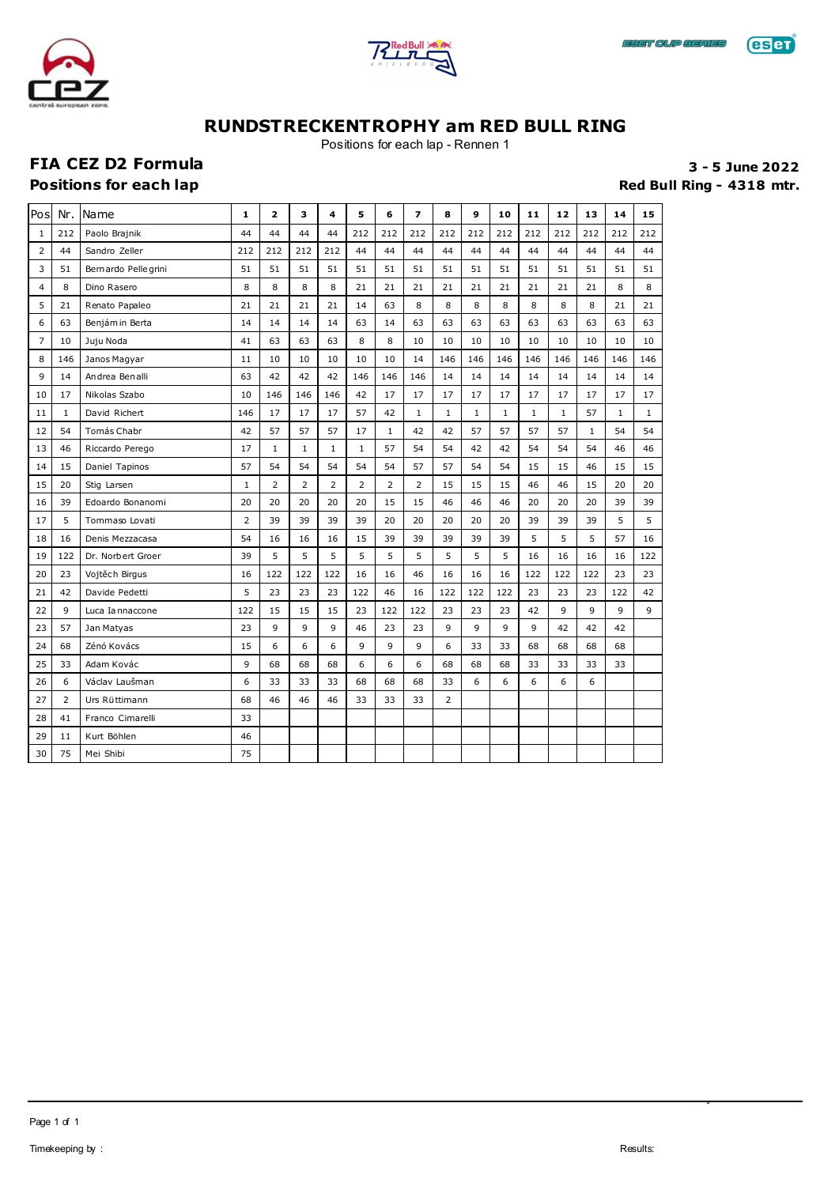# RUNDSTRECKENTROPHY am RED BULL RING

Positions for each lap - Rennen 1

## FIA CEZ D2 Formula

**Positions for each lap**

**3 - 5 June 2022**

**Red Bull Ring - 4318 mtr.**

| Pos | Nr. | Name | 1 | 2 | 3 | 4 | 5 | 6 | 7 | 8 | 9 | 10 | 11 | 12 | 13 | 14 | 15 |
|---|---|---|---|---|---|---|---|---|---|---|---|---|---|---|---|---|---|
| 1 | 212 | Paolo Brajnik | 44 | 44 | 44 | 44 | 212 | 212 | 212 | 212 | 212 | 212 | 212 | 212 | 212 | 212 | 212 |
| 2 | 44 | Sandro Zeller | 212 | 212 | 212 | 212 | 44 | 44 | 44 | 44 | 44 | 44 | 44 | 44 | 44 | 44 | 44 |
| 3 | 51 | Bernardo Pellegrini | 51 | 51 | 51 | 51 | 51 | 51 | 51 | 51 | 51 | 51 | 51 | 51 | 51 | 51 | 51 |
| 4 | 8 | Dino Rasero | 8 | 8 | 8 | 8 | 21 | 21 | 21 | 21 | 21 | 21 | 21 | 21 | 21 | 8 | 8 |
| 5 | 21 | Renato Papaleo | 21 | 21 | 21 | 21 | 14 | 63 | 8 | 8 | 8 | 8 | 8 | 8 | 8 | 21 | 21 |
| 6 | 63 | Benjámin Berta | 14 | 14 | 14 | 14 | 63 | 14 | 63 | 63 | 63 | 63 | 63 | 63 | 63 | 63 | 63 |
| 7 | 10 | Juju Noda | 41 | 63 | 63 | 63 | 8 | 8 | 10 | 10 | 10 | 10 | 10 | 10 | 10 | 10 | 10 |
| 8 | 146 | Janos Magyar | 11 | 10 | 10 | 10 | 10 | 10 | 14 | 146 | 146 | 146 | 146 | 146 | 146 | 146 | 146 |
| 9 | 14 | Andrea Benalli | 63 | 42 | 42 | 42 | 146 | 146 | 146 | 14 | 14 | 14 | 14 | 14 | 14 | 14 | 14 |
| 10 | 17 | Nikolas Szabo | 10 | 146 | 146 | 146 | 42 | 17 | 17 | 17 | 17 | 17 | 17 | 17 | 17 | 17 | 17 |
| 11 | 1 | David Richert | 146 | 17 | 17 | 17 | 57 | 42 | 1 | 1 | 1 | 1 | 1 | 1 | 57 | 1 | 1 |
| 12 | 54 | Tomás Chabr | 42 | 57 | 57 | 57 | 17 | 1 | 42 | 42 | 57 | 57 | 57 | 57 | 1 | 54 | 54 |
| 13 | 46 | Riccardo Perego | 17 | 1 | 1 | 1 | 1 | 57 | 54 | 54 | 42 | 42 | 54 | 54 | 54 | 46 | 46 |
| 14 | 15 | Daniel Tapinos | 57 | 54 | 54 | 54 | 54 | 54 | 57 | 57 | 54 | 54 | 15 | 15 | 46 | 15 | 15 |
| 15 | 20 | Stig Larsen | 1 | 2 | 2 | 2 | 2 | 2 | 2 | 15 | 15 | 15 | 46 | 46 | 15 | 20 | 20 |
| 16 | 39 | Edoardo Bonanomi | 20 | 20 | 20 | 20 | 20 | 15 | 15 | 46 | 46 | 46 | 20 | 20 | 20 | 39 | 39 |
| 17 | 5 | Tommaso Lovati | 2 | 39 | 39 | 39 | 39 | 20 | 20 | 20 | 20 | 20 | 39 | 39 | 39 | 5 | 5 |
| 18 | 16 | Denis Mezzacasa | 54 | 16 | 16 | 16 | 15 | 39 | 39 | 39 | 39 | 39 | 5 | 5 | 5 | 57 | 16 |
| 19 | 122 | Dr. Norbert Groer | 39 | 5 | 5 | 5 | 5 | 5 | 5 | 5 | 5 | 5 | 16 | 16 | 16 | 16 | 122 |
| 20 | 23 | Vojtěch Birgus | 16 | 122 | 122 | 122 | 16 | 16 | 46 | 16 | 16 | 16 | 122 | 122 | 122 | 23 | 23 |
| 21 | 42 | Davide Pedetti | 5 | 23 | 23 | 23 | 122 | 46 | 16 | 122 | 122 | 122 | 23 | 23 | 23 | 122 | 42 |
| 22 | 9 | Luca Iannaccone | 122 | 15 | 15 | 15 | 23 | 122 | 122 | 23 | 23 | 23 | 42 | 9 | 9 | 9 | 9 |
| 23 | 57 | Jan Matyas | 23 | 9 | 9 | 9 | 46 | 23 | 23 | 9 | 9 | 9 | 9 | 42 | 42 | 42 | |
| 24 | 68 | Zénó Kovács | 15 | 6 | 6 | 6 | 9 | 9 | 9 | 6 | 33 | 33 | 68 | 68 | 68 | 68 | |
| 25 | 33 | Adam Kovác | 9 | 68 | 68 | 68 | 6 | 6 | 6 | 68 | 68 | 68 | 33 | 33 | 33 | 33 | |
| 26 | 6 | Václav Laušman | 6 | 33 | 33 | 33 | 68 | 68 | 68 | 33 | 6 | 6 | 6 | 6 | 6 | | |
| 27 | 2 | Urs Rüttimann | 68 | 46 | 46 | 46 | 33 | 33 | 33 | 2 | | | | | | | |
| 28 | 41 | Franco Cimarelli | 33 | | | | | | | | | | | | | | |
| 29 | 11 | Kurt Böhlen | 46 | | | | | | | | | | | | | | |
| 30 | 75 | Mei Shibi | 75 | | | | | | | | | | | | | | |

Timekeeping by :

Results: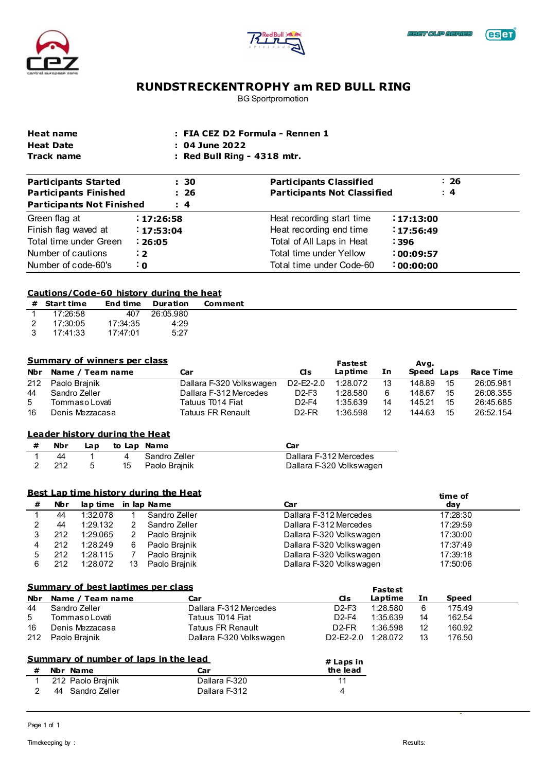# RUNDSTRECKENTROPHY am RED BULL RING

BG Sportpromotion

| | | |
|---|---|---|
| **Heat name** | : | **FIA CEZ D2 Formula - Rennen 1** |
| **Heat Date** | : | **04 June 2022** |
| **Track name** | : | **Red Bull Ring - 4318 mtr.** |

| | | | |
|---|---|---|---|
| **Participants Started** | **: 30** | **Participants Classified** | **: 26** |
| **Participants Finished** | **: 26** | **Participants Not Classified** | **: 4** |
| **Participants Not Finished** | **: 4** | | |
| Green flag at | **: 17:26:58** | Heat recording start time | **: 17:13:00** |
| Finish flag waved at | **: 17:53:04** | Heat recording end time | **: 17:56:49** |
| Total time under Green | **: 26:05** | Total of All Laps in Heat | **: 396** |
| Number of cautions | **: 2** | Total time under Yellow | **: 00:09:57** |
| Number of code-60's | **: 0** | Total time under Code-60 | **: 00:00:00** |

## Cautions/Code-60 history during the heat

| # | Start time | End time | Duration | Comment |
|---|---|---|---|---|
| 1 | 17:26:58 | 407 | 26:05.980 | |
| 2 | 17:30:05 | 17:34:35 | 4:29 | |
| 3 | 17:41:33 | 17:47:01 | 5:27 | |

## Summary of winners per class

| Nbr | Name / Team name | Car | Cls | Fastest Laptime | In | Avg. Speed | Laps | Race Time |
|---|---|---|---|---|---|---|---|---|
| 212 | Paolo Brajnik | Dallara F-320 Volkswagen | D2-E2-2.0 | 1:28.072 | 13 | 148.89 | 15 | 26:05.981 |
| 44 | Sandro Zeller | Dallara F-312 Mercedes | D2-F3 | 1:28.580 | 6 | 148.67 | 15 | 26:08.355 |
| 5 | Tommaso Lovati | Tatuus T014 Fiat | D2-F4 | 1:35.639 | 14 | 145.21 | 15 | 26:45.685 |
| 16 | Denis Mezzacasa | Tatuus FR Renault | D2-FR | 1:36.598 | 12 | 144.63 | 15 | 26:52.154 |

## Leader history during the Heat

| # | Nbr | Lap | to Lap | Name | Car |
|---|---|---|---|---|---|
| 1 | 44 | 1 | 4 | Sandro Zeller | Dallara F-312 Mercedes |
| 2 | 212 | 5 | 15 | Paolo Brajnik | Dallara F-320 Volkswagen |

## Best Lap time history during the Heat

| # | Nbr | lap time | in lap | Name | Car | time of day |
|---|---|---|---|---|---|---|
| 1 | 44 | 1:32.078 | 1 | Sandro Zeller | Dallara F-312 Mercedes | 17:28:30 |
| 2 | 44 | 1:29.132 | 2 | Sandro Zeller | Dallara F-312 Mercedes | 17:29:59 |
| 3 | 212 | 1:29.065 | 2 | Paolo Brajnik | Dallara F-320 Volkswagen | 17:30:00 |
| 4 | 212 | 1:28.249 | 6 | Paolo Brajnik | Dallara F-320 Volkswagen | 17:37:49 |
| 5 | 212 | 1:28.115 | 7 | Paolo Brajnik | Dallara F-320 Volkswagen | 17:39:18 |
| 6 | 212 | 1:28.072 | 13 | Paolo Brajnik | Dallara F-320 Volkswagen | 17:50:06 |

## Summary of best laptimes per class

| Nbr | Name / Team name | Car | Cls | Fastest Laptime | In | Speed |
|---|---|---|---|---|---|---|
| 44 | Sandro Zeller | Dallara F-312 Mercedes | D2-F3 | 1:28.580 | 6 | 175.49 |
| 5 | Tommaso Lovati | Tatuus T014 Fiat | D2-F4 | 1:35.639 | 14 | 162.54 |
| 16 | Denis Mezzacasa | Tatuus FR Renault | D2-FR | 1:36.598 | 12 | 160.92 |
| 212 | Paolo Brajnik | Dallara F-320 Volkswagen | D2-E2-2.0 | 1:28.072 | 13 | 176.50 |

## Summary of number of laps in the lead

| # | Nbr | Name | Car | # Laps in the lead |
|---|---|---|---|---|
| 1 | 212 | Paolo Brajnik | Dallara F-320 | 11 |
| 2 | 44 | Sandro Zeller | Dallara F-312 | 4 |

Timekeeping by :

Results: